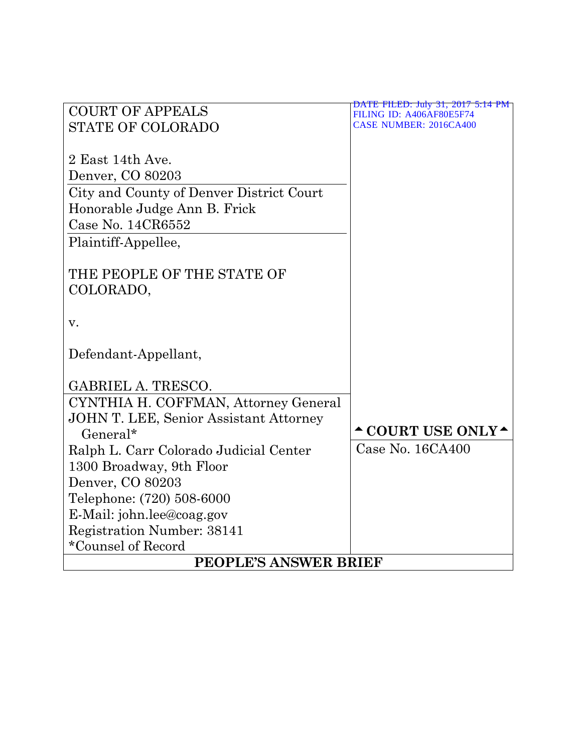DATE FILED: July 31, 2017 5:14 PM
FILING ID: A406AF80E5F74
CASE NUMBER: 2016CA400

COURT OF APPEALS
STATE OF COLORADO

2 East 14th Ave.
Denver, CO 80203

City and County of Denver District Court
Honorable Judge Ann B. Frick
Case No. 14CR6552

Plaintiff-Appellee,

THE PEOPLE OF THE STATE OF COLORADO,

v.

Defendant-Appellant,

GABRIEL A. TRESCO.

CYNTHIA H. COFFMAN, Attorney General
JOHN T. LEE, Senior Assistant Attorney General*
Ralph L. Carr Colorado Judicial Center
1300 Broadway, 9th Floor
Denver, CO 80203
Telephone: (720) 508-6000
E-Mail: john.lee@coag.gov
Registration Number: 38141
*Counsel of Record

▲ COURT USE ONLY ▲

Case No. 16CA400

**PEOPLE'S ANSWER BRIEF**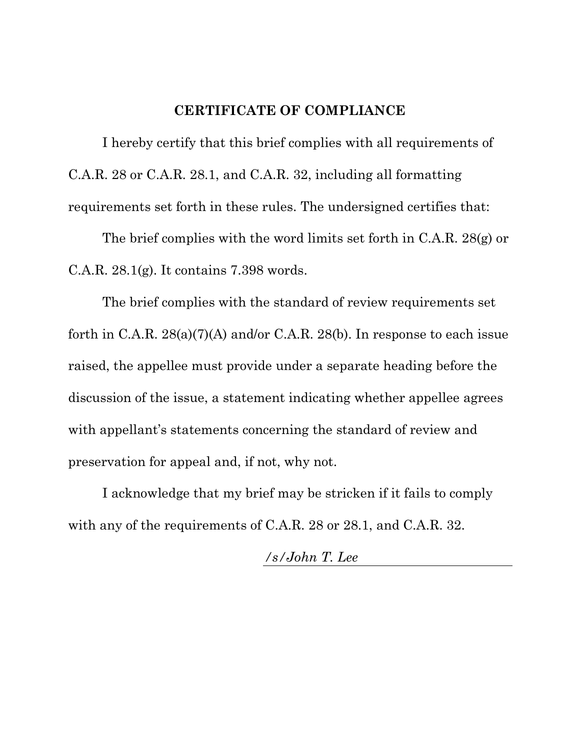**CERTIFICATE OF COMPLIANCE**

I hereby certify that this brief complies with all requirements of C.A.R. 28 or C.A.R. 28.1, and C.A.R. 32, including all formatting requirements set forth in these rules. The undersigned certifies that:

The brief complies with the word limits set forth in C.A.R. 28(g) or C.A.R. 28.1(g). It contains 7.398 words.

The brief complies with the standard of review requirements set forth in C.A.R. 28(a)(7)(A) and/or C.A.R. 28(b). In response to each issue raised, the appellee must provide under a separate heading before the discussion of the issue, a statement indicating whether appellee agrees with appellant's statements concerning the standard of review and preservation for appeal and, if not, why not.

I acknowledge that my brief may be stricken if it fails to comply with any of the requirements of C.A.R. 28 or 28.1, and C.A.R. 32.

*/s/John T. Lee*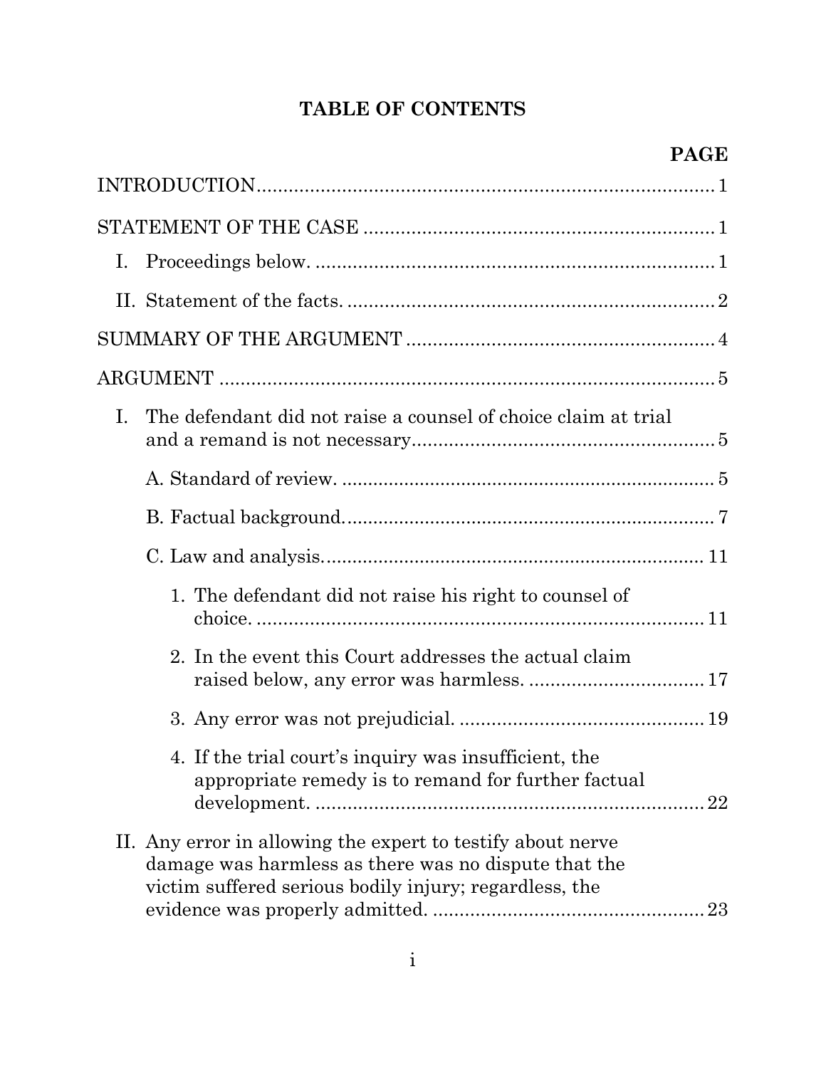# TABLE OF CONTENTS

| | PAGE |
|---|---|
| INTRODUCTION | 1 |
| STATEMENT OF THE CASE | 1 |
| I. Proceedings below. | 1 |
| II. Statement of the facts. | 2 |
| SUMMARY OF THE ARGUMENT | 4 |
| ARGUMENT | 5 |
| I. The defendant did not raise a counsel of choice claim at trial and a remand is not necessary | 5 |
| A. Standard of review. | 5 |
| B. Factual background. | 7 |
| C. Law and analysis. | 11 |
| 1. The defendant did not raise his right to counsel of choice. | 11 |
| 2. In the event this Court addresses the actual claim raised below, any error was harmless. | 17 |
| 3. Any error was not prejudicial. | 19 |
| 4. If the trial court's inquiry was insufficient, the appropriate remedy is to remand for further factual development. | 22 |
| II. Any error in allowing the expert to testify about nerve damage was harmless as there was no dispute that the victim suffered serious bodily injury; regardless, the evidence was properly admitted. | 23 |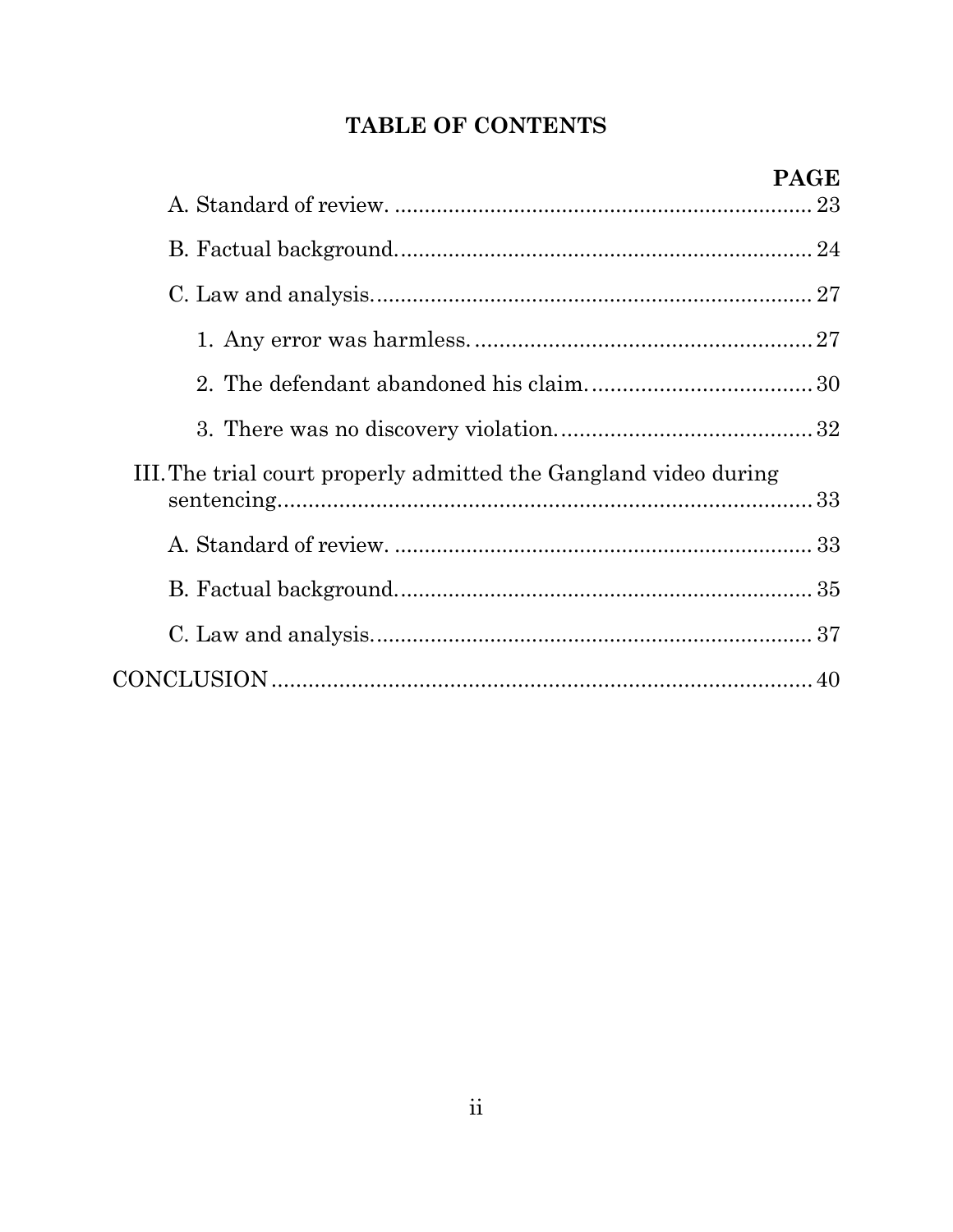## TABLE OF CONTENTS

| | PAGE |
|---|---|
| A. Standard of review. | 23 |
| B. Factual background. | 24 |
| C. Law and analysis. | 27 |
| 1. Any error was harmless. | 27 |
| 2. The defendant abandoned his claim. | 30 |
| 3. There was no discovery violation. | 32 |
| III. The trial court properly admitted the Gangland video during sentencing. | 33 |
| A. Standard of review. | 33 |
| B. Factual background. | 35 |
| C. Law and analysis. | 37 |
| CONCLUSION | 40 |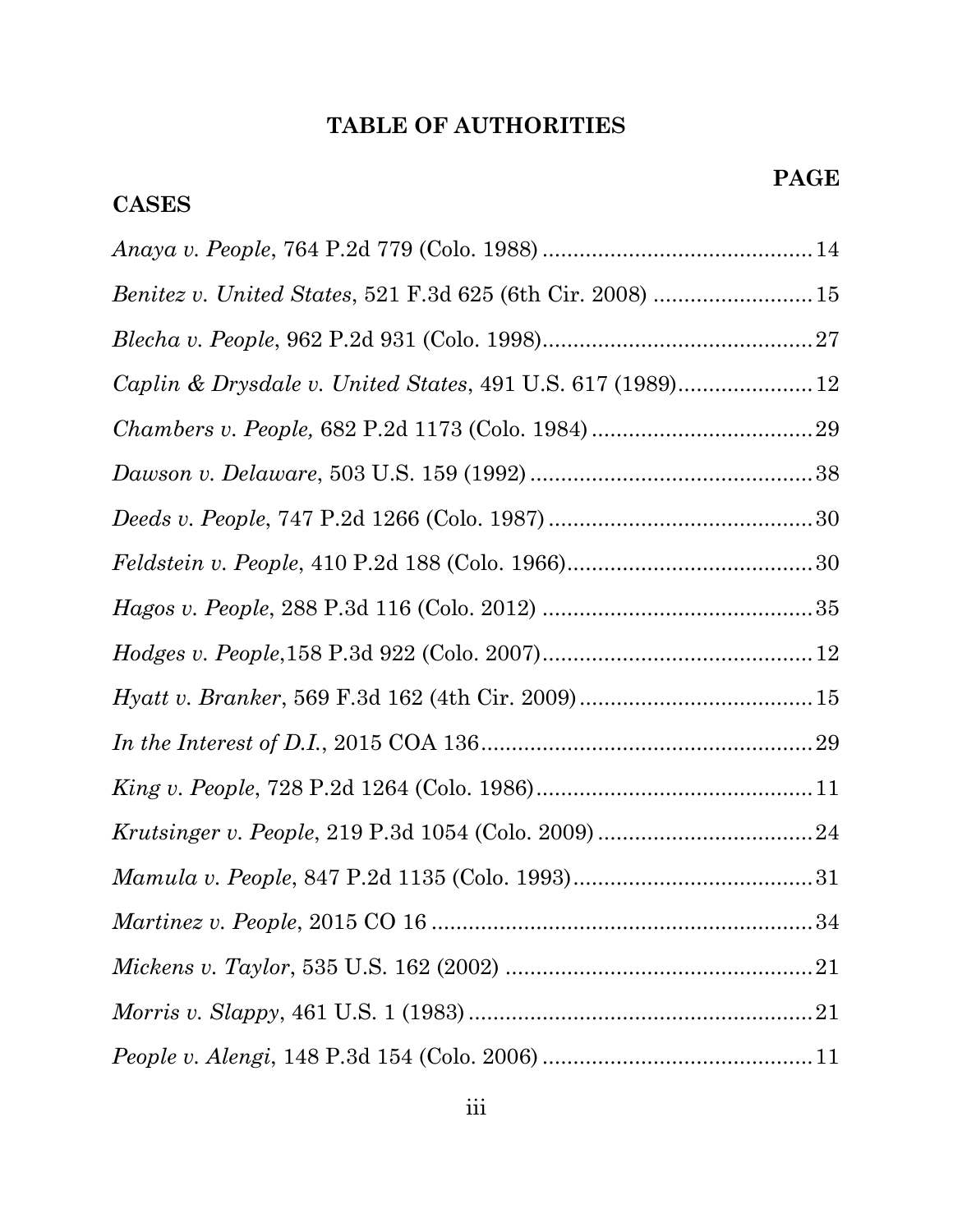# TABLE OF AUTHORITIES

**PAGE**

**CASES**

*Anaya v. People*, 764 P.2d 779 (Colo. 1988) ........................................... 14

*Benitez v. United States*, 521 F.3d 625 (6th Cir. 2008) ......................... 15

*Blecha v. People*, 962 P.2d 931 (Colo. 1998)........................................... 27

*Caplin & Drysdale v. United States*, 491 U.S. 617 (1989)..................... 12

*Chambers v. People,* 682 P.2d 1173 (Colo. 1984) ................................... 29

*Dawson v. Delaware*, 503 U.S. 159 (1992) ............................................. 38

*Deeds v. People*, 747 P.2d 1266 (Colo. 1987) .......................................... 30

*Feldstein v. People*, 410 P.2d 188 (Colo. 1966)....................................... 30

*Hagos v. People*, 288 P.3d 116 (Colo. 2012) ........................................... 35

*Hodges v. People*,158 P.3d 922 (Colo. 2007)........................................... 12

*Hyatt v. Branker*, 569 F.3d 162 (4th Cir. 2009)..................................... 15

*In the Interest of D.I.*, 2015 COA 136..................................................... 29

*King v. People*, 728 P.2d 1264 (Colo. 1986)............................................ 11

*Krutsinger v. People*, 219 P.3d 1054 (Colo. 2009) .................................. 24

*Mamula v. People*, 847 P.2d 1135 (Colo. 1993)...................................... 31

*Martinez v. People*, 2015 CO 16 ............................................................. 34

*Mickens v. Taylor*, 535 U.S. 162 (2002) ................................................. 21

*Morris v. Slappy*, 461 U.S. 1 (1983) ....................................................... 21

*People v. Alengi*, 148 P.3d 154 (Colo. 2006) ........................................... 11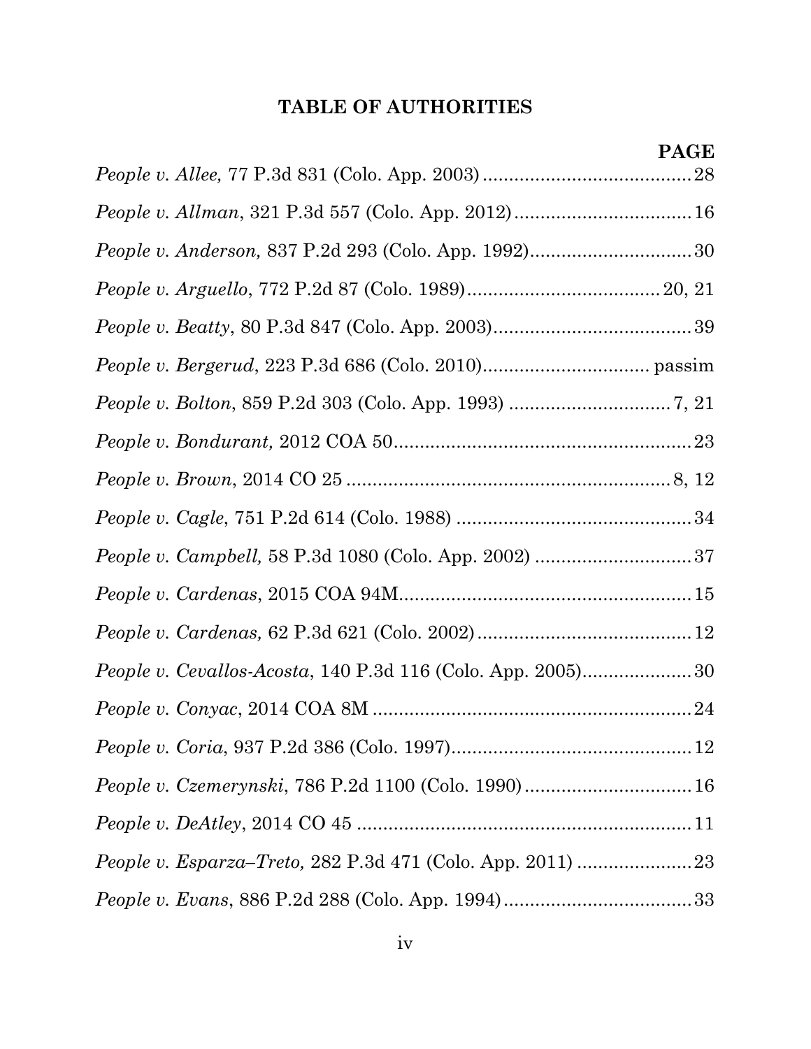## TABLE OF AUTHORITIES

| | PAGE |
|---|---|
| *People v. Allee,* 77 P.3d 831 (Colo. App. 2003) | 28 |
| *People v. Allman*, 321 P.3d 557 (Colo. App. 2012) | 16 |
| *People v. Anderson,* 837 P.2d 293 (Colo. App. 1992) | 30 |
| *People v. Arguello*, 772 P.2d 87 (Colo. 1989) | 20, 21 |
| *People v. Beatty*, 80 P.3d 847 (Colo. App. 2003) | 39 |
| *People v. Bergerud*, 223 P.3d 686 (Colo. 2010) | passim |
| *People v. Bolton*, 859 P.2d 303 (Colo. App. 1993) | 7, 21 |
| *People v. Bondurant,* 2012 COA 50 | 23 |
| *People v. Brown*, 2014 CO 25 | 8, 12 |
| *People v. Cagle*, 751 P.2d 614 (Colo. 1988) | 34 |
| *People v. Campbell,* 58 P.3d 1080 (Colo. App. 2002) | 37 |
| *People v. Cardenas*, 2015 COA 94M | 15 |
| *People v. Cardenas,* 62 P.3d 621 (Colo. 2002) | 12 |
| *People v. Cevallos-Acosta*, 140 P.3d 116 (Colo. App. 2005) | 30 |
| *People v. Conyac*, 2014 COA 8M | 24 |
| *People v. Coria*, 937 P.2d 386 (Colo. 1997) | 12 |
| *People v. Czemerynski*, 786 P.2d 1100 (Colo. 1990) | 16 |
| *People v. DeAtley*, 2014 CO 45 | 11 |
| *People v. Esparza–Treto,* 282 P.3d 471 (Colo. App. 2011) | 23 |
| *People v. Evans*, 886 P.2d 288 (Colo. App. 1994) | 33 |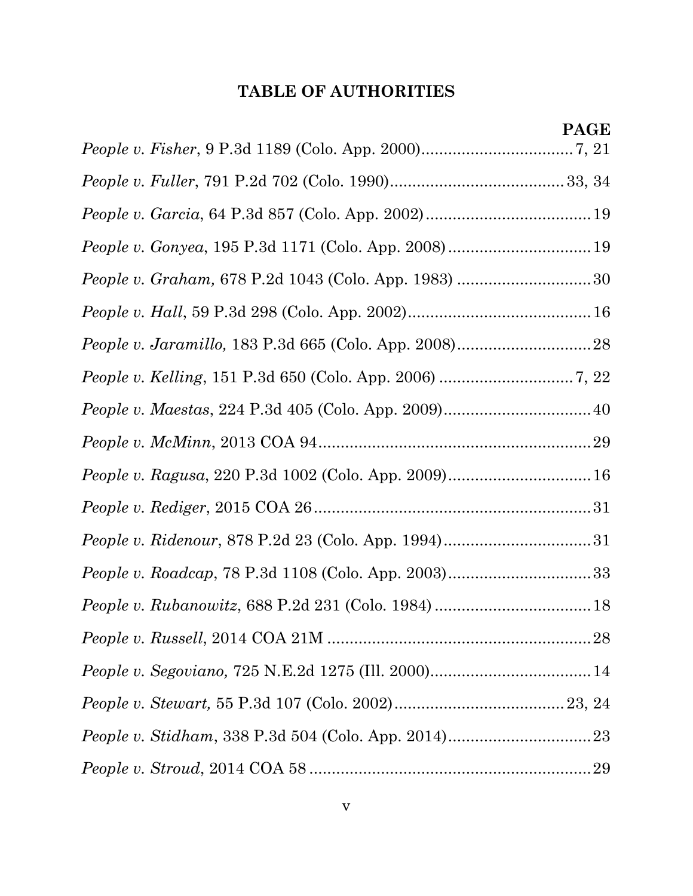## TABLE OF AUTHORITIES

| | PAGE |
|---|---|
| *People v. Fisher*, 9 P.3d 1189 (Colo. App. 2000) | 7, 21 |
| *People v. Fuller*, 791 P.2d 702 (Colo. 1990) | 33, 34 |
| *People v. Garcia*, 64 P.3d 857 (Colo. App. 2002) | 19 |
| *People v. Gonyea*, 195 P.3d 1171 (Colo. App. 2008) | 19 |
| *People v. Graham,* 678 P.2d 1043 (Colo. App. 1983) | 30 |
| *People v. Hall*, 59 P.3d 298 (Colo. App. 2002) | 16 |
| *People v. Jaramillo,* 183 P.3d 665 (Colo. App. 2008) | 28 |
| *People v. Kelling*, 151 P.3d 650 (Colo. App. 2006) | 7, 22 |
| *People v. Maestas*, 224 P.3d 405 (Colo. App. 2009) | 40 |
| *People v. McMinn*, 2013 COA 94 | 29 |
| *People v. Ragusa*, 220 P.3d 1002 (Colo. App. 2009) | 16 |
| *People v. Rediger*, 2015 COA 26 | 31 |
| *People v. Ridenour*, 878 P.2d 23 (Colo. App. 1994) | 31 |
| *People v. Roadcap*, 78 P.3d 1108 (Colo. App. 2003) | 33 |
| *People v. Rubanowitz*, 688 P.2d 231 (Colo. 1984) | 18 |
| *People v. Russell*, 2014 COA 21M | 28 |
| *People v. Segoviano,* 725 N.E.2d 1275 (Ill. 2000) | 14 |
| *People v. Stewart,* 55 P.3d 107 (Colo. 2002) | 23, 24 |
| *People v. Stidham*, 338 P.3d 504 (Colo. App. 2014) | 23 |
| *People v. Stroud*, 2014 COA 58 | 29 |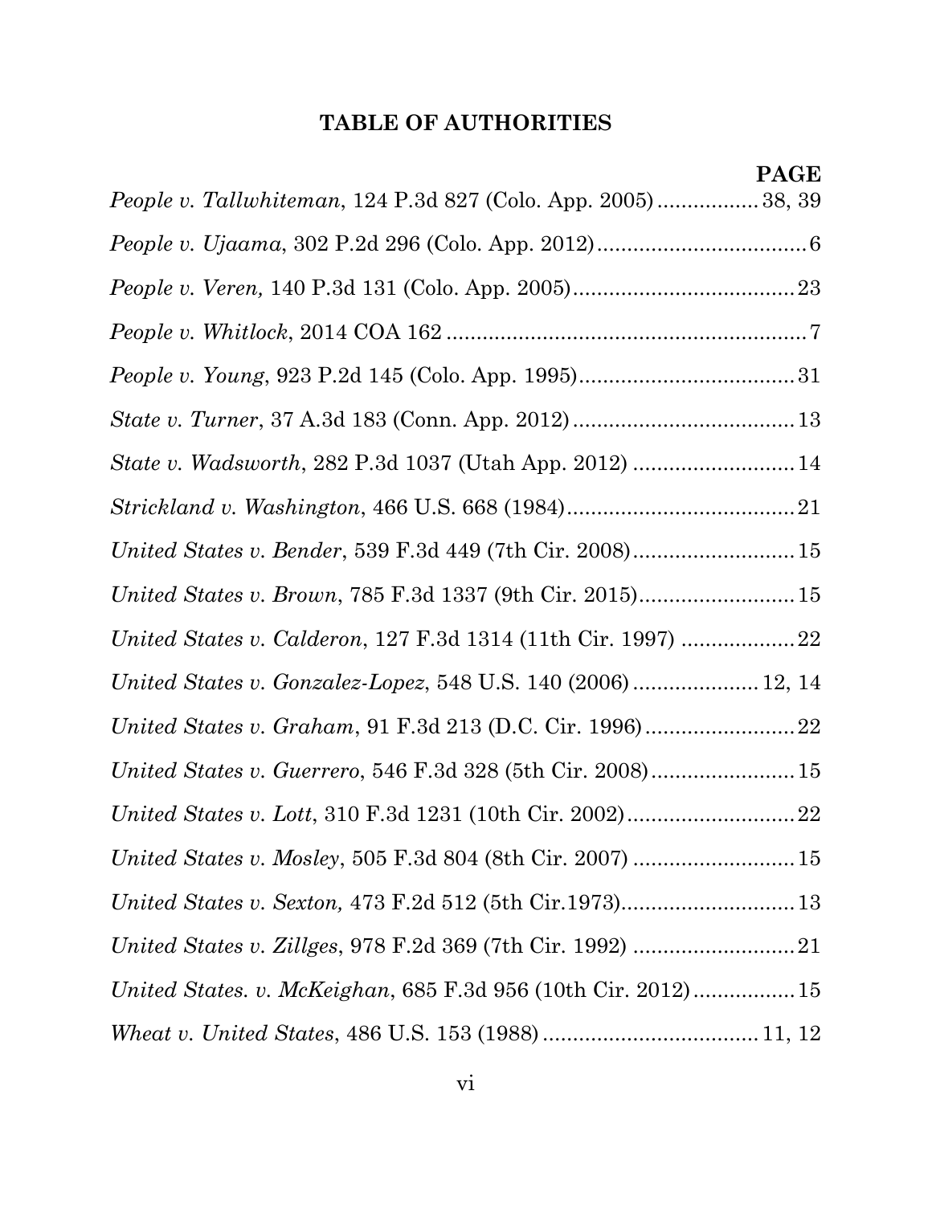## TABLE OF AUTHORITIES

| | PAGE |
|---|---|
| *People v. Tallwhiteman*, 124 P.3d 827 (Colo. App. 2005) | 38, 39 |
| *People v. Ujaama*, 302 P.2d 296 (Colo. App. 2012) | 6 |
| *People v. Veren,* 140 P.3d 131 (Colo. App. 2005) | 23 |
| *People v. Whitlock*, 2014 COA 162 | 7 |
| *People v. Young*, 923 P.2d 145 (Colo. App. 1995) | 31 |
| *State v. Turner*, 37 A.3d 183 (Conn. App. 2012) | 13 |
| *State v. Wadsworth*, 282 P.3d 1037 (Utah App. 2012) | 14 |
| *Strickland v. Washington*, 466 U.S. 668 (1984) | 21 |
| *United States v. Bender*, 539 F.3d 449 (7th Cir. 2008) | 15 |
| *United States v. Brown*, 785 F.3d 1337 (9th Cir. 2015) | 15 |
| *United States v. Calderon*, 127 F.3d 1314 (11th Cir. 1997) | 22 |
| *United States v. Gonzalez-Lopez*, 548 U.S. 140 (2006) | 12, 14 |
| *United States v. Graham*, 91 F.3d 213 (D.C. Cir. 1996) | 22 |
| *United States v. Guerrero*, 546 F.3d 328 (5th Cir. 2008) | 15 |
| *United States v. Lott*, 310 F.3d 1231 (10th Cir. 2002) | 22 |
| *United States v. Mosley*, 505 F.3d 804 (8th Cir. 2007) | 15 |
| *United States v. Sexton,* 473 F.2d 512 (5th Cir.1973) | 13 |
| *United States v. Zillges*, 978 F.2d 369 (7th Cir. 1992) | 21 |
| *United States. v. McKeighan*, 685 F.3d 956 (10th Cir. 2012) | 15 |
| *Wheat v. United States*, 486 U.S. 153 (1988) | 11, 12 |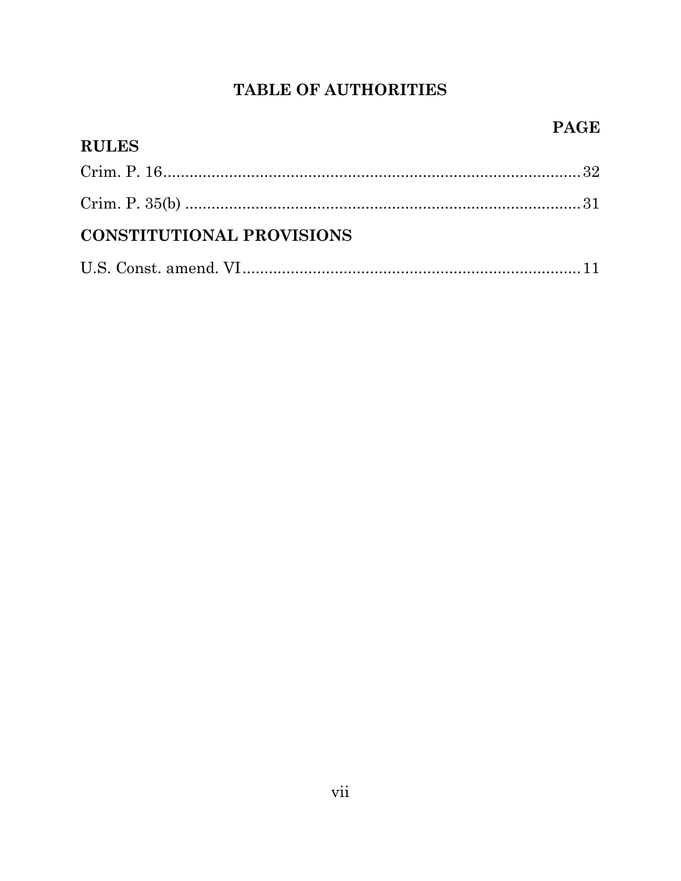# TABLE OF AUTHORITIES

**PAGE**

**RULES**

Crim. P. 16 ........................................................................................ 32

Crim. P. 35(b) ..................................................................................... 31

**CONSTITUTIONAL PROVISIONS**

U.S. Const. amend. VI ........................................................................ 11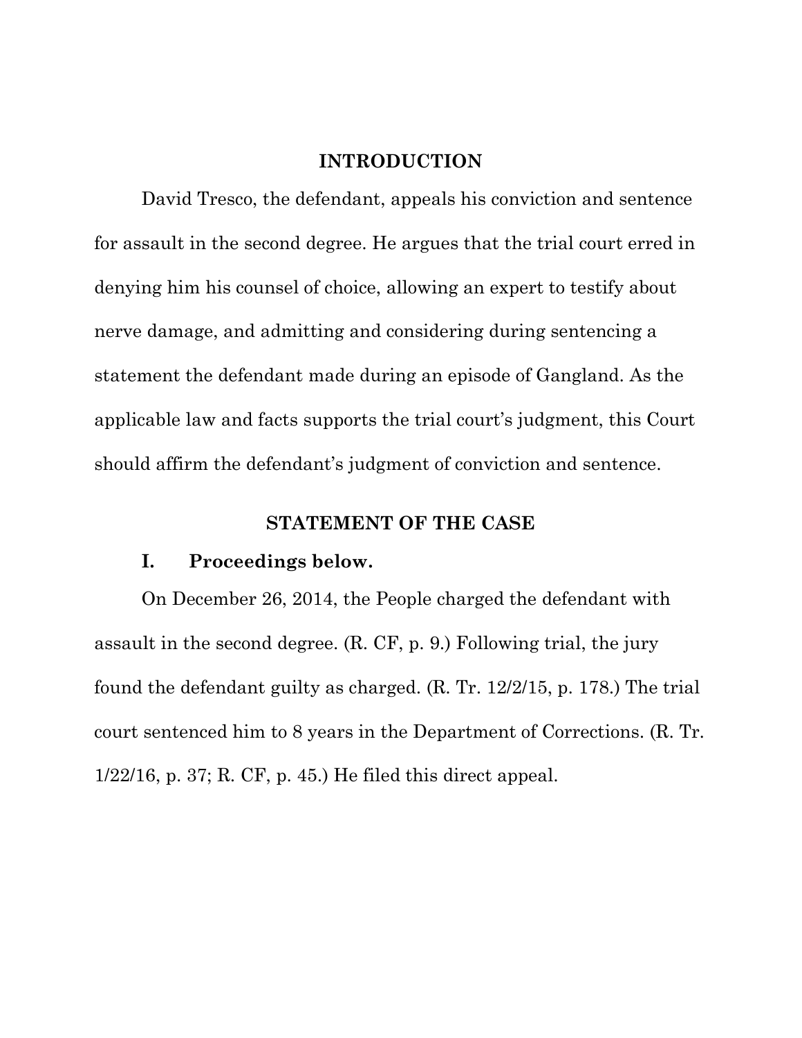## INTRODUCTION

David Tresco, the defendant, appeals his conviction and sentence for assault in the second degree. He argues that the trial court erred in denying him his counsel of choice, allowing an expert to testify about nerve damage, and admitting and considering during sentencing a statement the defendant made during an episode of Gangland. As the applicable law and facts supports the trial court's judgment, this Court should affirm the defendant's judgment of conviction and sentence.

## STATEMENT OF THE CASE

### I. Proceedings below.

On December 26, 2014, the People charged the defendant with assault in the second degree. (R. CF, p. 9.) Following trial, the jury found the defendant guilty as charged. (R. Tr. 12/2/15, p. 178.) The trial court sentenced him to 8 years in the Department of Corrections. (R. Tr. 1/22/16, p. 37; R. CF, p. 45.) He filed this direct appeal.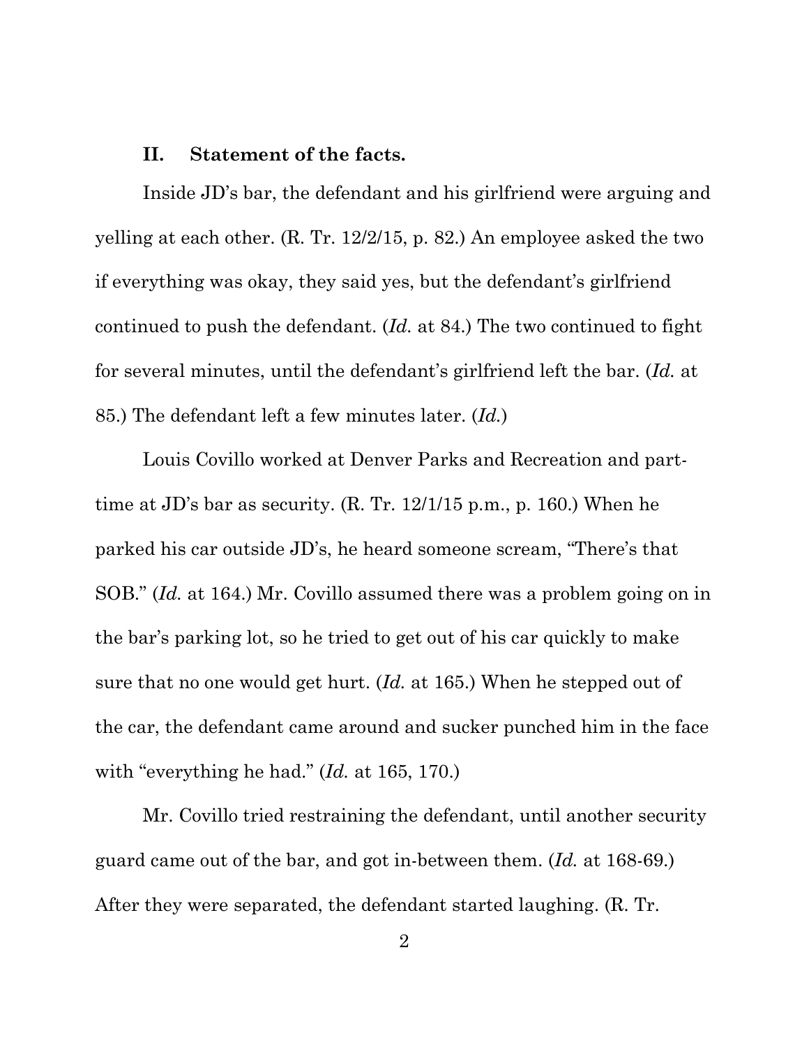## II. Statement of the facts.

Inside JD's bar, the defendant and his girlfriend were arguing and yelling at each other. (R. Tr. 12/2/15, p. 82.) An employee asked the two if everything was okay, they said yes, but the defendant's girlfriend continued to push the defendant. (*Id.* at 84.) The two continued to fight for several minutes, until the defendant's girlfriend left the bar. (*Id.* at 85.) The defendant left a few minutes later. (*Id.*)

Louis Covillo worked at Denver Parks and Recreation and part-time at JD's bar as security. (R. Tr. 12/1/15 p.m., p. 160.) When he parked his car outside JD's, he heard someone scream, "There's that SOB." (*Id.* at 164.) Mr. Covillo assumed there was a problem going on in the bar's parking lot, so he tried to get out of his car quickly to make sure that no one would get hurt. (*Id.* at 165.) When he stepped out of the car, the defendant came around and sucker punched him in the face with "everything he had." (*Id.* at 165, 170.)

Mr. Covillo tried restraining the defendant, until another security guard came out of the bar, and got in-between them. (*Id.* at 168-69.) After they were separated, the defendant started laughing. (R. Tr.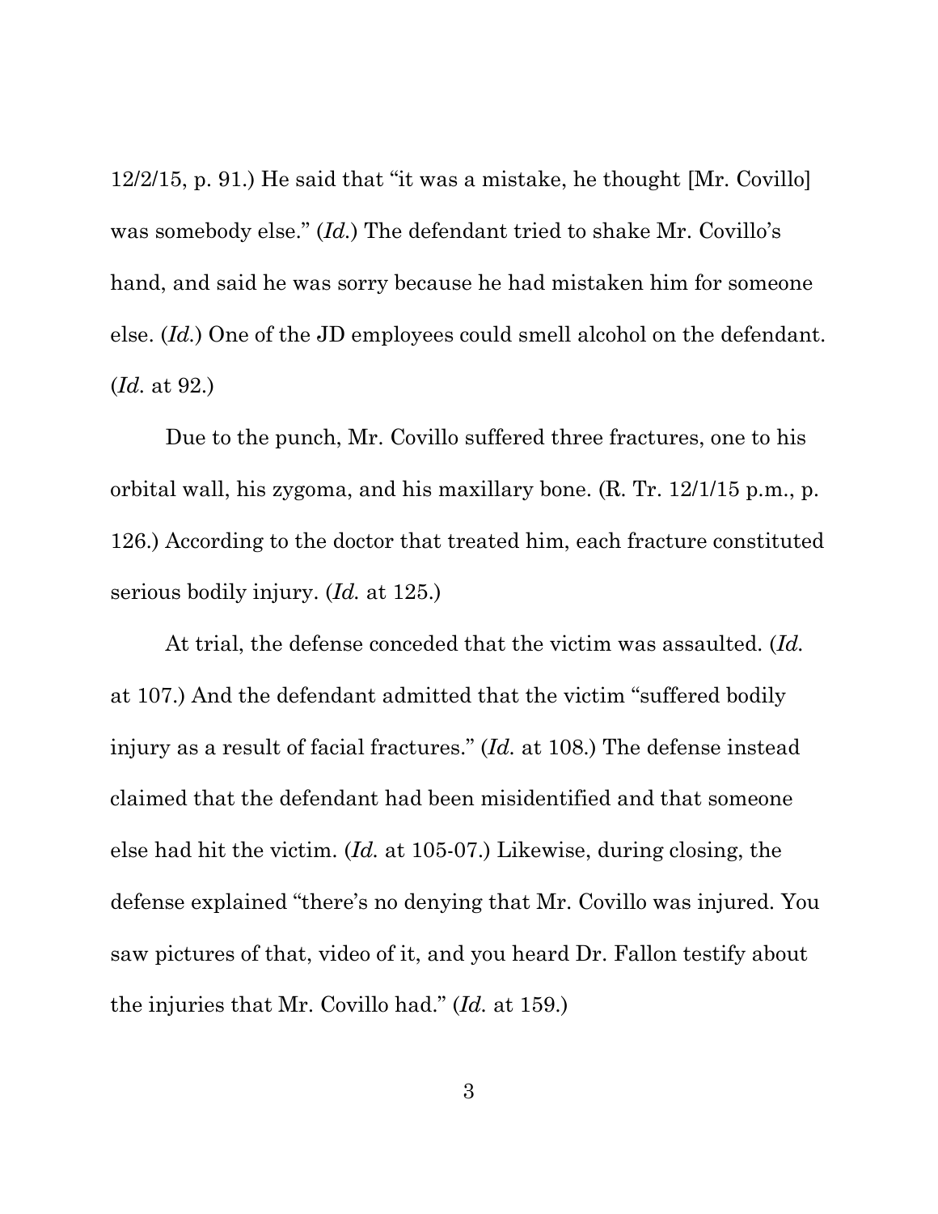12/2/15, p. 91.) He said that "it was a mistake, he thought [Mr. Covillo] was somebody else." (*Id.*) The defendant tried to shake Mr. Covillo's hand, and said he was sorry because he had mistaken him for someone else. (*Id.*) One of the JD employees could smell alcohol on the defendant. (*Id.* at 92.)

Due to the punch, Mr. Covillo suffered three fractures, one to his orbital wall, his zygoma, and his maxillary bone. (R. Tr. 12/1/15 p.m., p. 126.) According to the doctor that treated him, each fracture constituted serious bodily injury. (*Id.* at 125.)

At trial, the defense conceded that the victim was assaulted. (*Id.* at 107.) And the defendant admitted that the victim "suffered bodily injury as a result of facial fractures." (*Id.* at 108.) The defense instead claimed that the defendant had been misidentified and that someone else had hit the victim. (*Id.* at 105-07.) Likewise, during closing, the defense explained "there's no denying that Mr. Covillo was injured. You saw pictures of that, video of it, and you heard Dr. Fallon testify about the injuries that Mr. Covillo had." (*Id.* at 159.)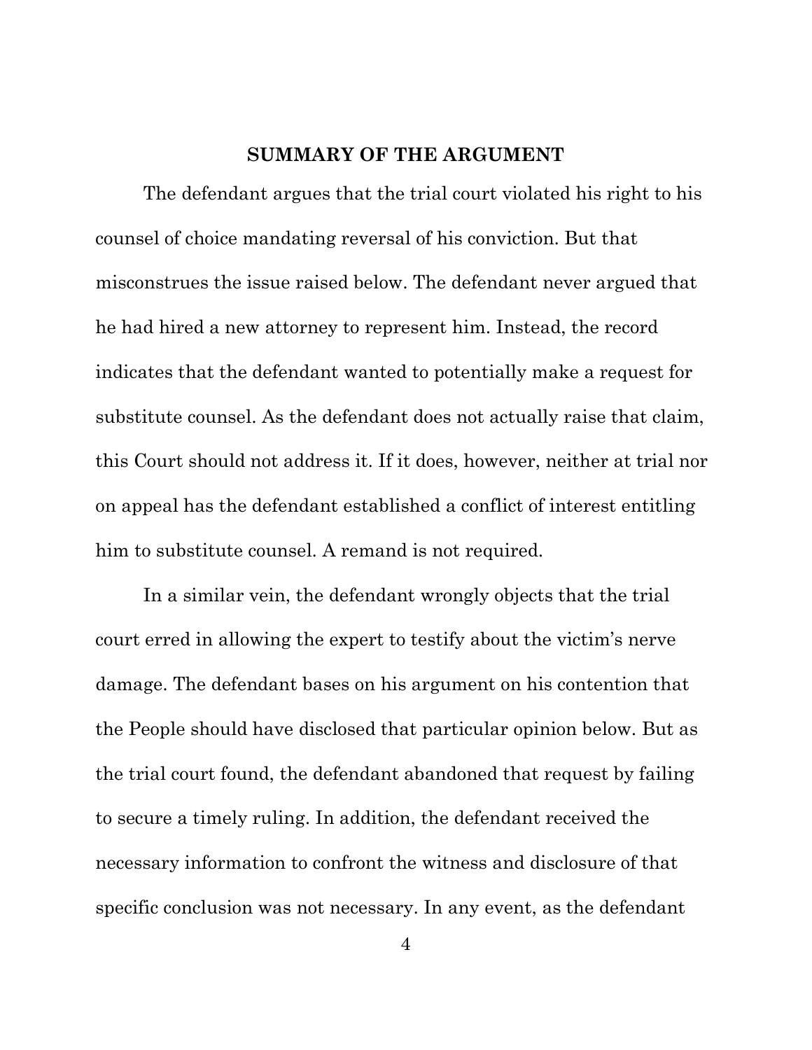## SUMMARY OF THE ARGUMENT

The defendant argues that the trial court violated his right to his counsel of choice mandating reversal of his conviction. But that misconstrues the issue raised below. The defendant never argued that he had hired a new attorney to represent him. Instead, the record indicates that the defendant wanted to potentially make a request for substitute counsel. As the defendant does not actually raise that claim, this Court should not address it. If it does, however, neither at trial nor on appeal has the defendant established a conflict of interest entitling him to substitute counsel. A remand is not required.

In a similar vein, the defendant wrongly objects that the trial court erred in allowing the expert to testify about the victim's nerve damage. The defendant bases on his argument on his contention that the People should have disclosed that particular opinion below. But as the trial court found, the defendant abandoned that request by failing to secure a timely ruling. In addition, the defendant received the necessary information to confront the witness and disclosure of that specific conclusion was not necessary. In any event, as the defendant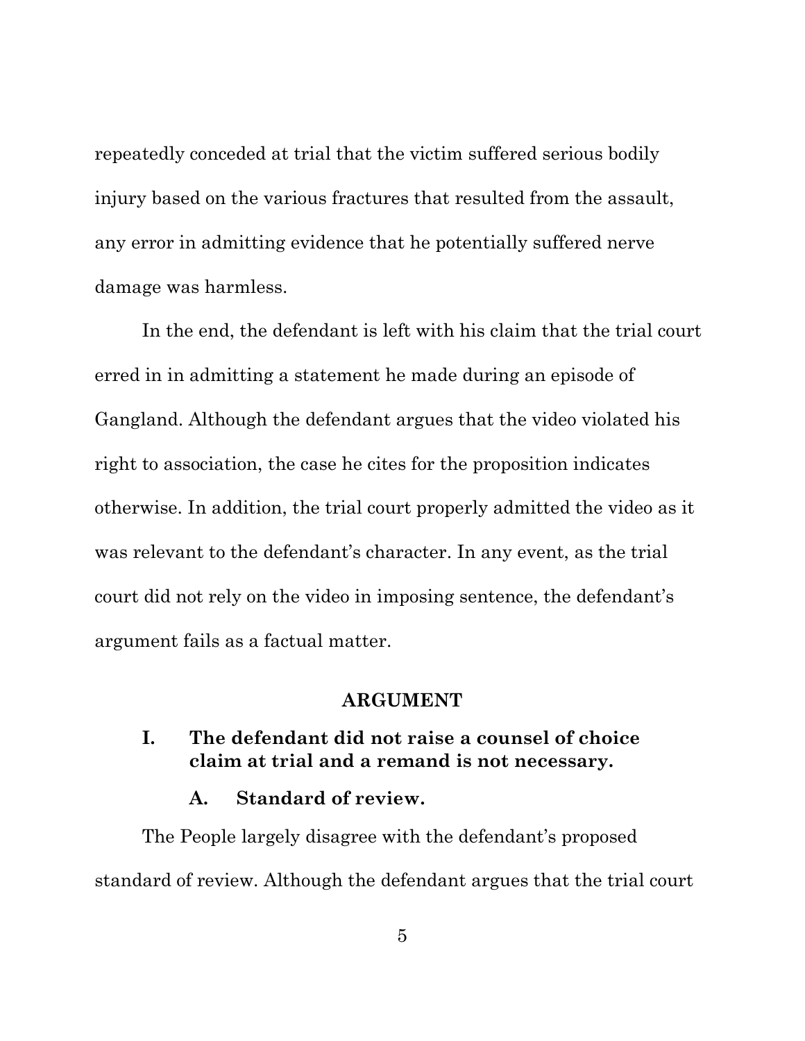repeatedly conceded at trial that the victim suffered serious bodily injury based on the various fractures that resulted from the assault, any error in admitting evidence that he potentially suffered nerve damage was harmless.

In the end, the defendant is left with his claim that the trial court erred in in admitting a statement he made during an episode of Gangland. Although the defendant argues that the video violated his right to association, the case he cites for the proposition indicates otherwise. In addition, the trial court properly admitted the video as it was relevant to the defendant's character. In any event, as the trial court did not rely on the video in imposing sentence, the defendant's argument fails as a factual matter.

## ARGUMENT

### I. The defendant did not raise a counsel of choice claim at trial and a remand is not necessary.

#### A. Standard of review.

The People largely disagree with the defendant's proposed standard of review. Although the defendant argues that the trial court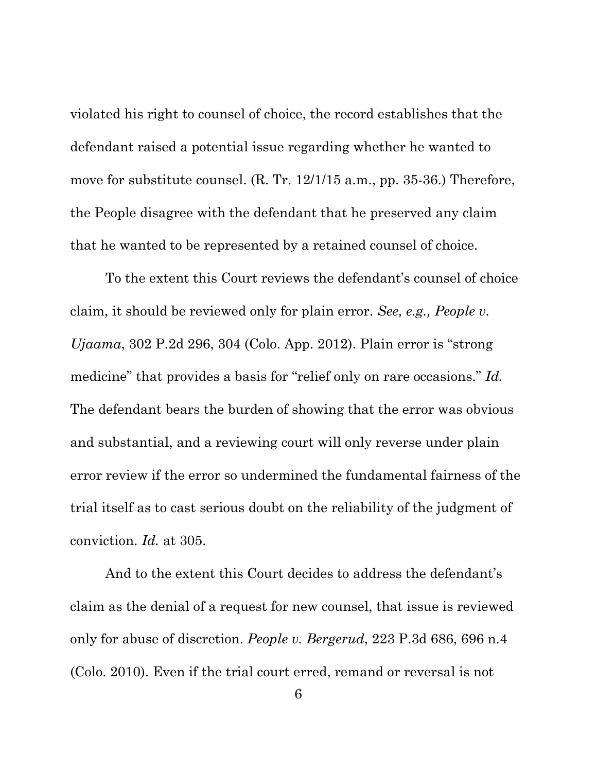violated his right to counsel of choice, the record establishes that the defendant raised a potential issue regarding whether he wanted to move for substitute counsel. (R. Tr. 12/1/15 a.m., pp. 35-36.) Therefore, the People disagree with the defendant that he preserved any claim that he wanted to be represented by a retained counsel of choice.

To the extent this Court reviews the defendant's counsel of choice claim, it should be reviewed only for plain error. *See, e.g., People v. Ujaama*, 302 P.2d 296, 304 (Colo. App. 2012). Plain error is "strong medicine" that provides a basis for "relief only on rare occasions." *Id.* The defendant bears the burden of showing that the error was obvious and substantial, and a reviewing court will only reverse under plain error review if the error so undermined the fundamental fairness of the trial itself as to cast serious doubt on the reliability of the judgment of conviction. *Id.* at 305.

And to the extent this Court decides to address the defendant's claim as the denial of a request for new counsel, that issue is reviewed only for abuse of discretion. *People v. Bergerud*, 223 P.3d 686, 696 n.4 (Colo. 2010). Even if the trial court erred, remand or reversal is not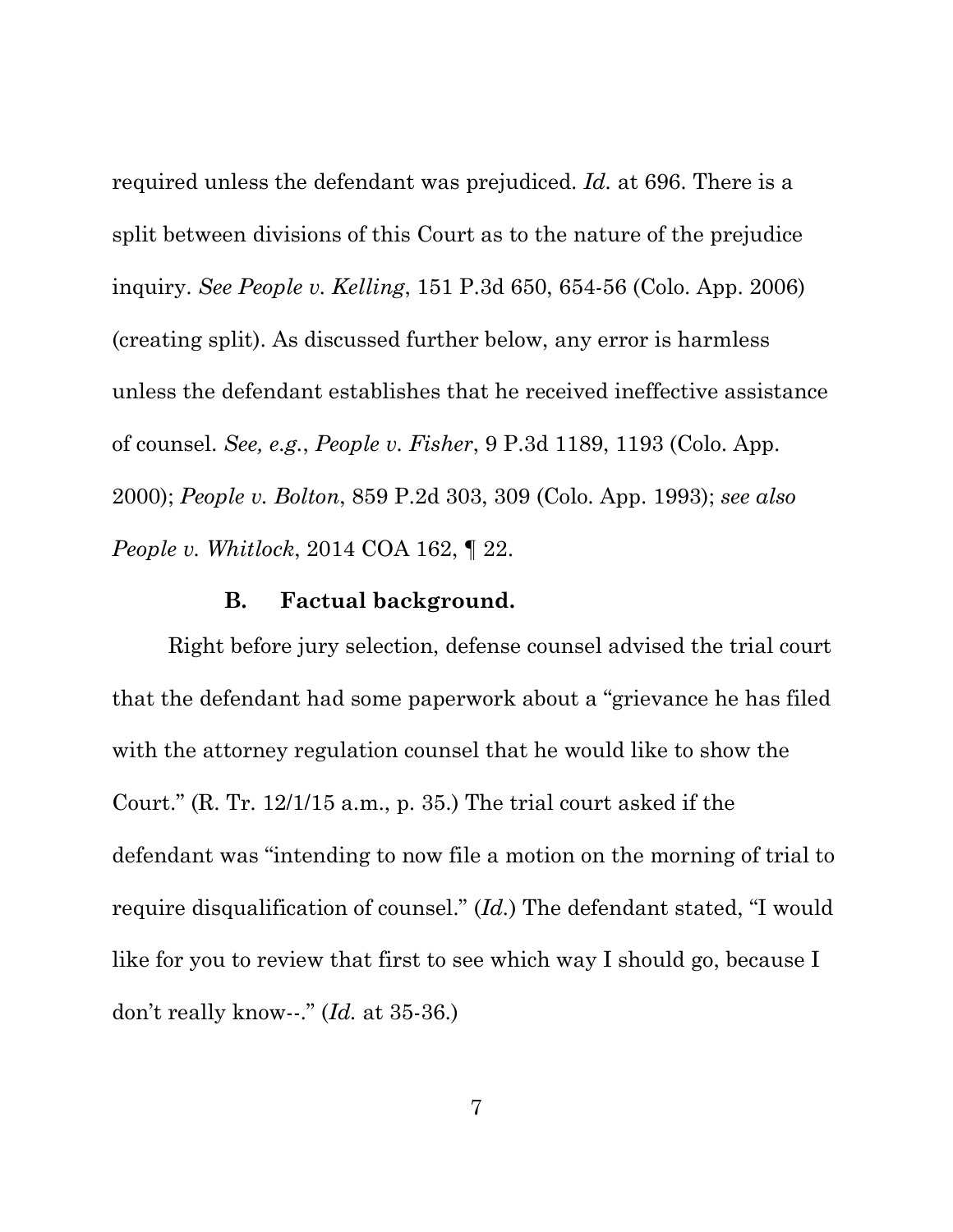required unless the defendant was prejudiced. *Id.* at 696. There is a split between divisions of this Court as to the nature of the prejudice inquiry. *See People v. Kelling*, 151 P.3d 650, 654-56 (Colo. App. 2006) (creating split). As discussed further below, any error is harmless unless the defendant establishes that he received ineffective assistance of counsel. *See, e.g.*, *People v. Fisher*, 9 P.3d 1189, 1193 (Colo. App. 2000); *People v. Bolton*, 859 P.2d 303, 309 (Colo. App. 1993); *see also People v. Whitlock*, 2014 COA 162, ¶ 22.

### B. Factual background.

Right before jury selection, defense counsel advised the trial court that the defendant had some paperwork about a "grievance he has filed with the attorney regulation counsel that he would like to show the Court." (R. Tr. 12/1/15 a.m., p. 35.) The trial court asked if the defendant was "intending to now file a motion on the morning of trial to require disqualification of counsel." (*Id.*) The defendant stated, "I would like for you to review that first to see which way I should go, because I don't really know--." (*Id.* at 35-36.)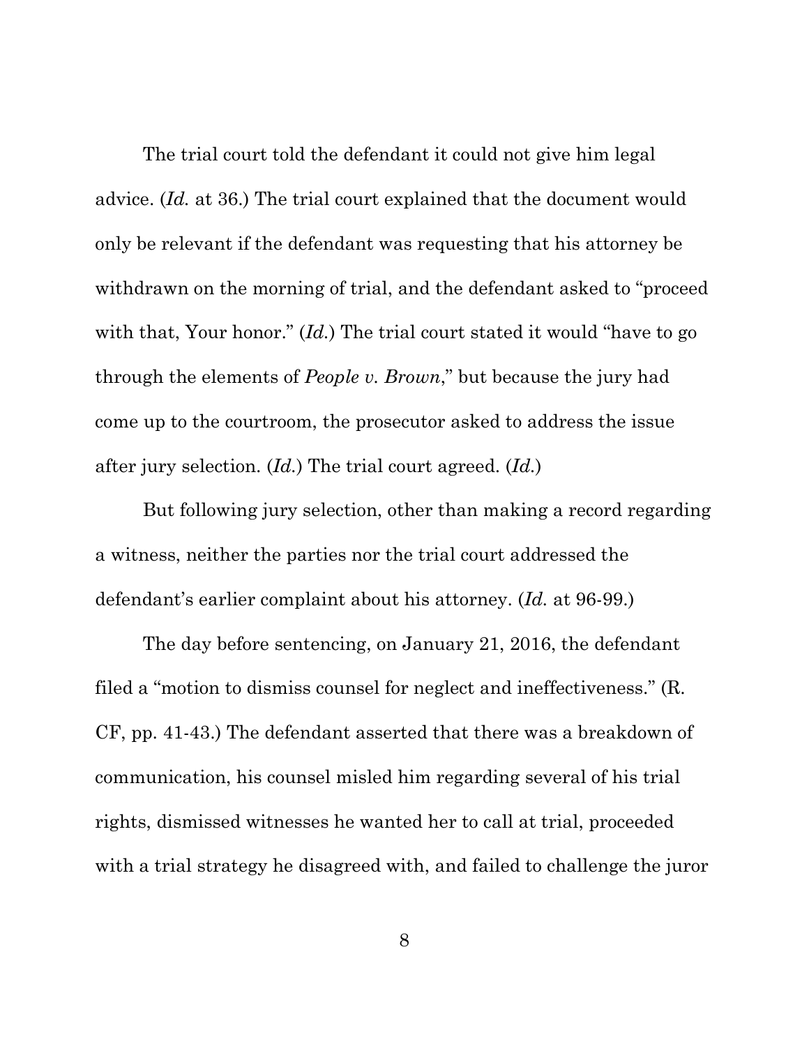The trial court told the defendant it could not give him legal advice. (*Id.* at 36.) The trial court explained that the document would only be relevant if the defendant was requesting that his attorney be withdrawn on the morning of trial, and the defendant asked to "proceed with that, Your honor." (*Id.*) The trial court stated it would "have to go through the elements of *People v. Brown*," but because the jury had come up to the courtroom, the prosecutor asked to address the issue after jury selection. (*Id.*) The trial court agreed. (*Id.*)

But following jury selection, other than making a record regarding a witness, neither the parties nor the trial court addressed the defendant's earlier complaint about his attorney. (*Id.* at 96-99.)

The day before sentencing, on January 21, 2016, the defendant filed a "motion to dismiss counsel for neglect and ineffectiveness." (R. CF, pp. 41-43.) The defendant asserted that there was a breakdown of communication, his counsel misled him regarding several of his trial rights, dismissed witnesses he wanted her to call at trial, proceeded with a trial strategy he disagreed with, and failed to challenge the juror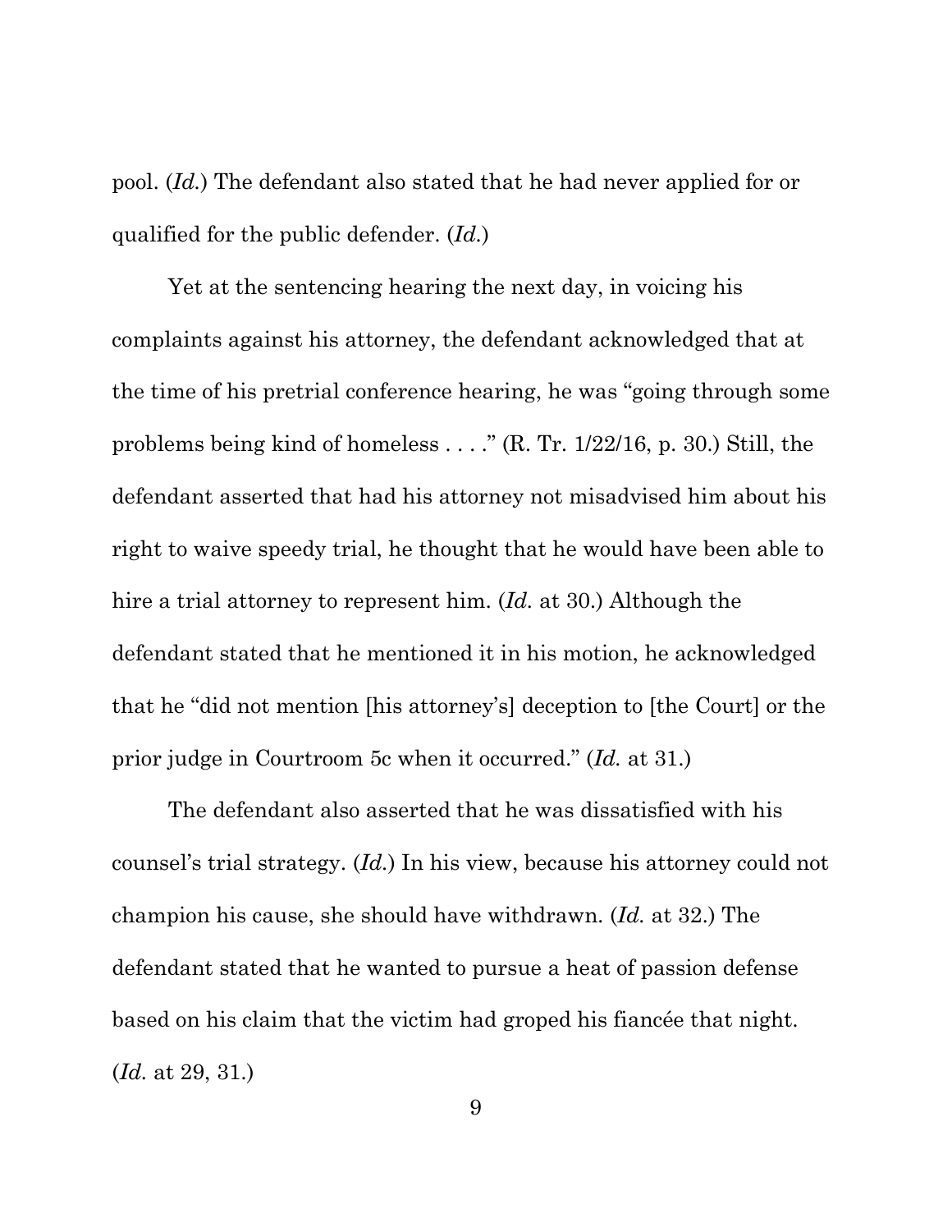pool. (*Id.*) The defendant also stated that he had never applied for or qualified for the public defender. (*Id.*)

Yet at the sentencing hearing the next day, in voicing his complaints against his attorney, the defendant acknowledged that at the time of his pretrial conference hearing, he was "going through some problems being kind of homeless . . . ." (R. Tr. 1/22/16, p. 30.) Still, the defendant asserted that had his attorney not misadvised him about his right to waive speedy trial, he thought that he would have been able to hire a trial attorney to represent him. (*Id.* at 30.) Although the defendant stated that he mentioned it in his motion, he acknowledged that he "did not mention [his attorney's] deception to [the Court] or the prior judge in Courtroom 5c when it occurred." (*Id.* at 31.)

The defendant also asserted that he was dissatisfied with his counsel's trial strategy. (*Id.*) In his view, because his attorney could not champion his cause, she should have withdrawn. (*Id.* at 32.) The defendant stated that he wanted to pursue a heat of passion defense based on his claim that the victim had groped his fiancée that night. (*Id.* at 29, 31.)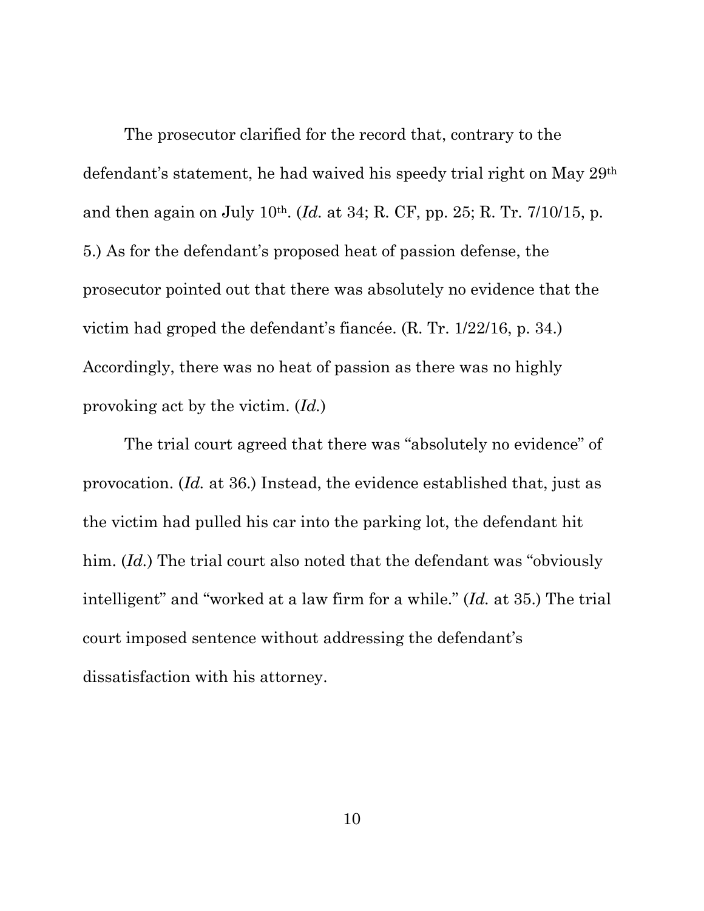The prosecutor clarified for the record that, contrary to the defendant's statement, he had waived his speedy trial right on May 29th and then again on July 10th. (*Id.* at 34; R. CF, pp. 25; R. Tr. 7/10/15, p. 5.) As for the defendant's proposed heat of passion defense, the prosecutor pointed out that there was absolutely no evidence that the victim had groped the defendant's fiancée. (R. Tr. 1/22/16, p. 34.) Accordingly, there was no heat of passion as there was no highly provoking act by the victim. (*Id.*)

The trial court agreed that there was "absolutely no evidence" of provocation. (*Id.* at 36.) Instead, the evidence established that, just as the victim had pulled his car into the parking lot, the defendant hit him. (*Id.*) The trial court also noted that the defendant was "obviously intelligent" and "worked at a law firm for a while." (*Id.* at 35.) The trial court imposed sentence without addressing the defendant's dissatisfaction with his attorney.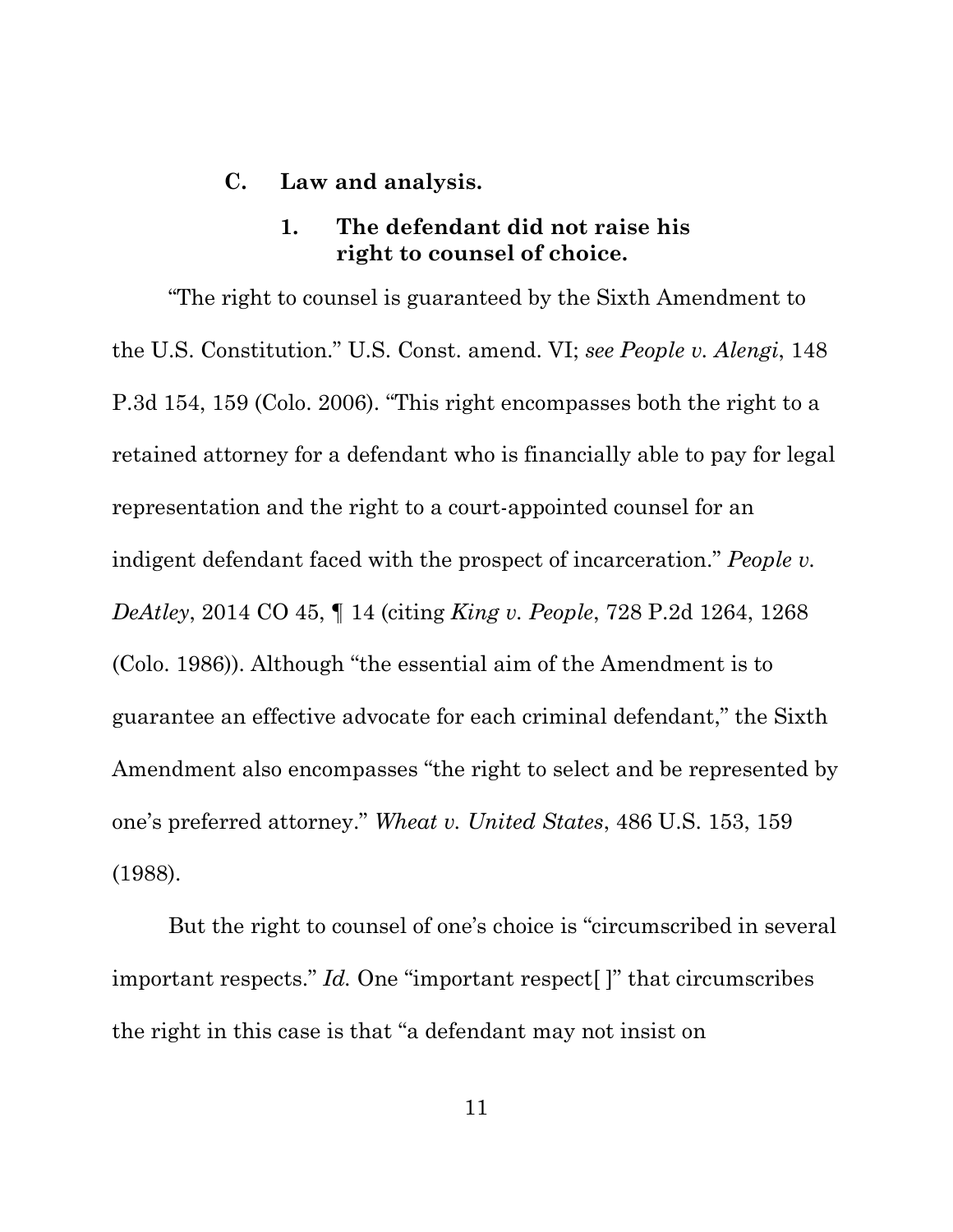### C. Law and analysis.

#### 1. The defendant did not raise his right to counsel of choice.

"The right to counsel is guaranteed by the Sixth Amendment to the U.S. Constitution." U.S. Const. amend. VI; *see People v. Alengi*, 148 P.3d 154, 159 (Colo. 2006). "This right encompasses both the right to a retained attorney for a defendant who is financially able to pay for legal representation and the right to a court-appointed counsel for an indigent defendant faced with the prospect of incarceration." *People v. DeAtley*, 2014 CO 45, ¶ 14 (citing *King v. People*, 728 P.2d 1264, 1268 (Colo. 1986)). Although "the essential aim of the Amendment is to guarantee an effective advocate for each criminal defendant," the Sixth Amendment also encompasses "the right to select and be represented by one's preferred attorney." *Wheat v. United States*, 486 U.S. 153, 159 (1988).

But the right to counsel of one's choice is "circumscribed in several important respects." *Id.* One "important respect[ ]" that circumscribes the right in this case is that "a defendant may not insist on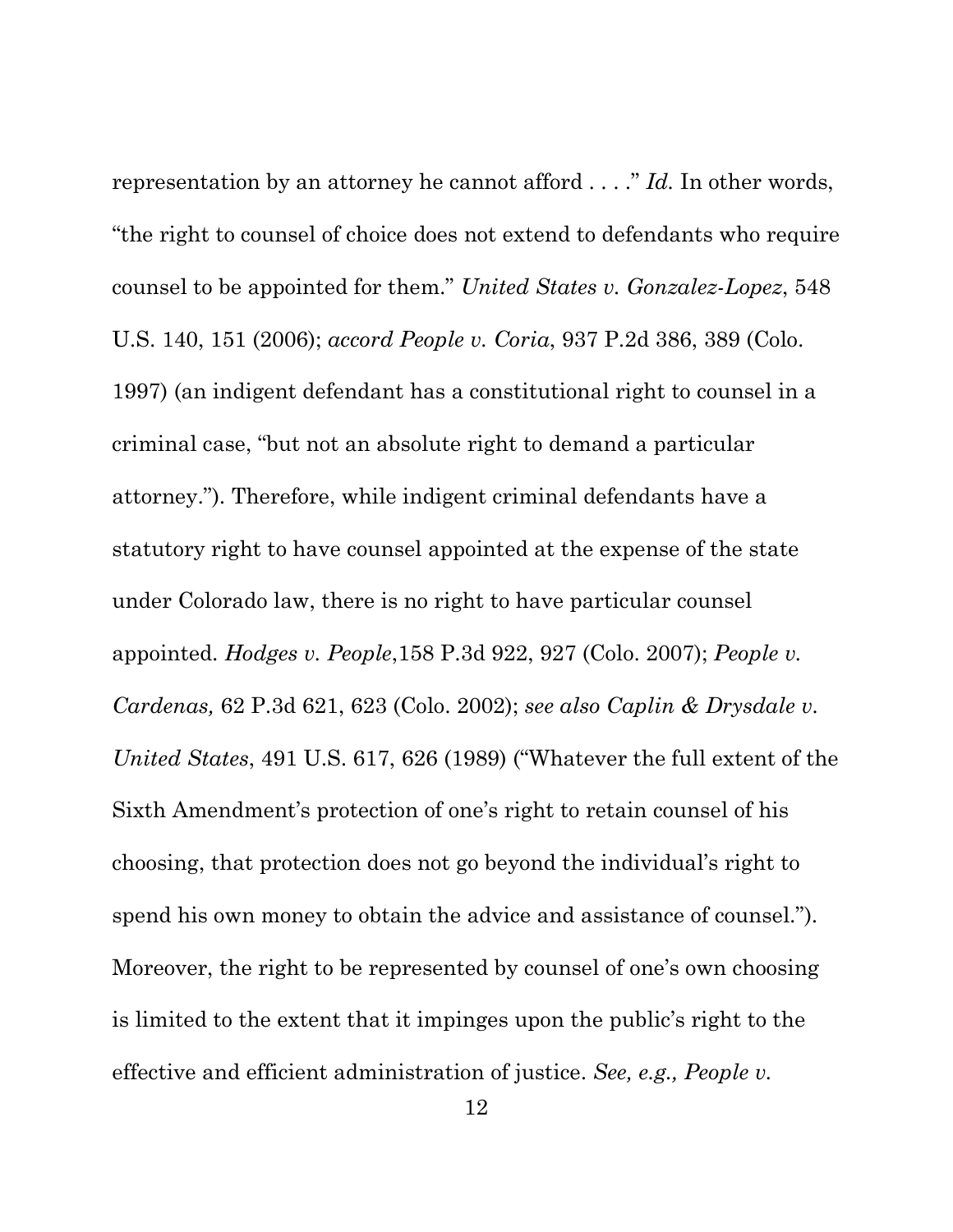representation by an attorney he cannot afford . . . ." *Id.* In other words, "the right to counsel of choice does not extend to defendants who require counsel to be appointed for them." *United States v. Gonzalez-Lopez*, 548 U.S. 140, 151 (2006); *accord People v. Coria*, 937 P.2d 386, 389 (Colo. 1997) (an indigent defendant has a constitutional right to counsel in a criminal case, "but not an absolute right to demand a particular attorney."). Therefore, while indigent criminal defendants have a statutory right to have counsel appointed at the expense of the state under Colorado law, there is no right to have particular counsel appointed. *Hodges v. People*,158 P.3d 922, 927 (Colo. 2007); *People v. Cardenas,* 62 P.3d 621, 623 (Colo. 2002); *see also Caplin & Drysdale v. United States*, 491 U.S. 617, 626 (1989) ("Whatever the full extent of the Sixth Amendment's protection of one's right to retain counsel of his choosing, that protection does not go beyond the individual's right to spend his own money to obtain the advice and assistance of counsel."). Moreover, the right to be represented by counsel of one's own choosing is limited to the extent that it impinges upon the public's right to the effective and efficient administration of justice. *See, e.g., People v.*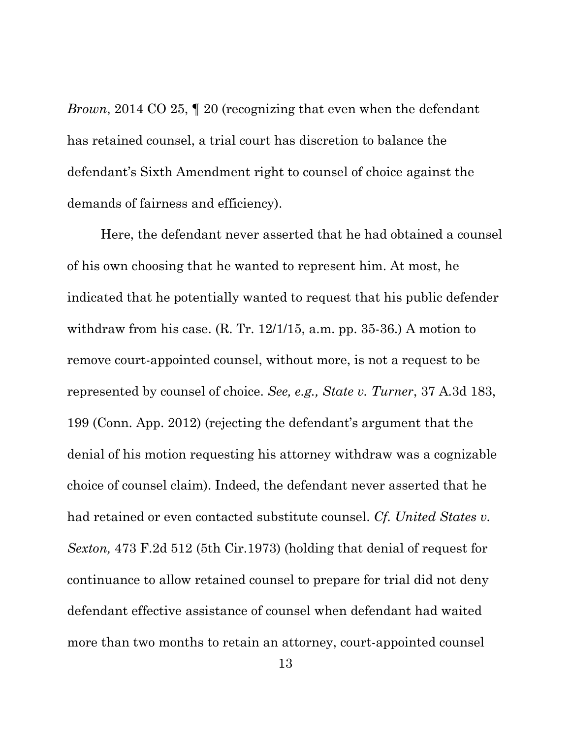*Brown*, 2014 CO 25, ¶ 20 (recognizing that even when the defendant has retained counsel, a trial court has discretion to balance the defendant's Sixth Amendment right to counsel of choice against the demands of fairness and efficiency).

Here, the defendant never asserted that he had obtained a counsel of his own choosing that he wanted to represent him. At most, he indicated that he potentially wanted to request that his public defender withdraw from his case. (R. Tr. 12/1/15, a.m. pp. 35-36.) A motion to remove court-appointed counsel, without more, is not a request to be represented by counsel of choice. *See, e.g., State v. Turner*, 37 A.3d 183, 199 (Conn. App. 2012) (rejecting the defendant's argument that the denial of his motion requesting his attorney withdraw was a cognizable choice of counsel claim). Indeed, the defendant never asserted that he had retained or even contacted substitute counsel. *Cf. United States v. Sexton,* 473 F.2d 512 (5th Cir.1973) (holding that denial of request for continuance to allow retained counsel to prepare for trial did not deny defendant effective assistance of counsel when defendant had waited more than two months to retain an attorney, court-appointed counsel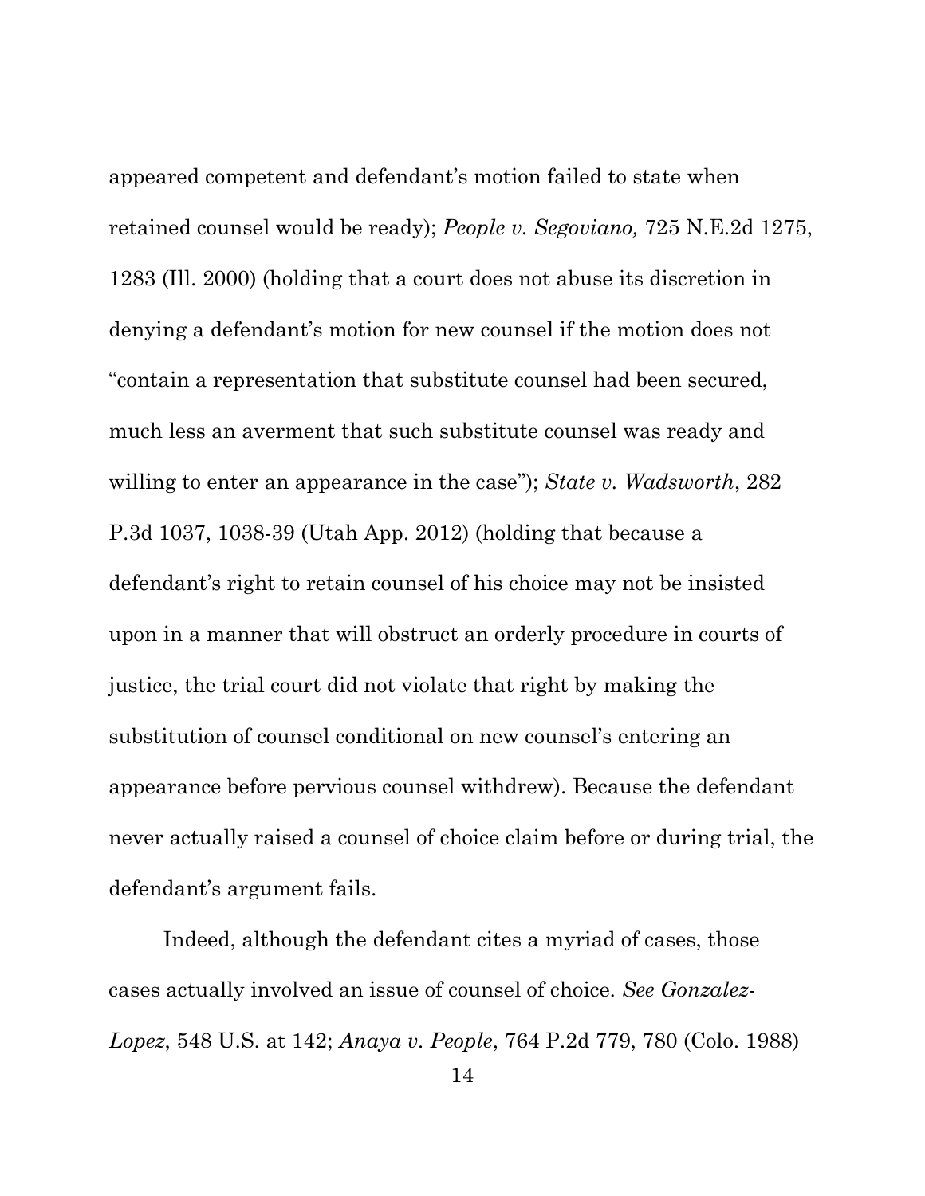appeared competent and defendant's motion failed to state when retained counsel would be ready); *People v. Segoviano,* 725 N.E.2d 1275, 1283 (Ill. 2000) (holding that a court does not abuse its discretion in denying a defendant's motion for new counsel if the motion does not "contain a representation that substitute counsel had been secured, much less an averment that such substitute counsel was ready and willing to enter an appearance in the case"); *State v. Wadsworth*, 282 P.3d 1037, 1038-39 (Utah App. 2012) (holding that because a defendant's right to retain counsel of his choice may not be insisted upon in a manner that will obstruct an orderly procedure in courts of justice, the trial court did not violate that right by making the substitution of counsel conditional on new counsel's entering an appearance before pervious counsel withdrew). Because the defendant never actually raised a counsel of choice claim before or during trial, the defendant's argument fails.

Indeed, although the defendant cites a myriad of cases, those cases actually involved an issue of counsel of choice. *See Gonzalez-Lopez*, 548 U.S. at 142; *Anaya v. People*, 764 P.2d 779, 780 (Colo. 1988)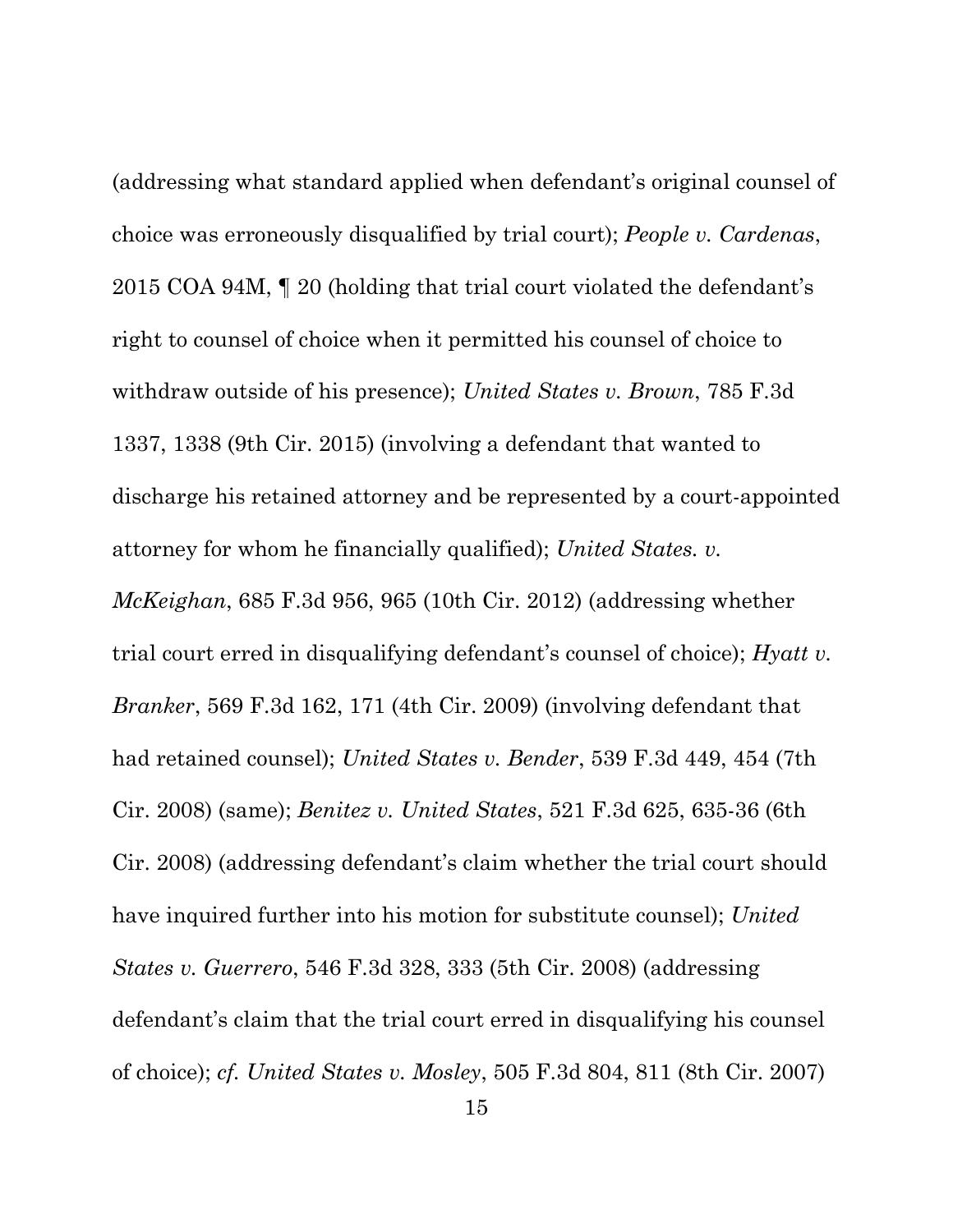(addressing what standard applied when defendant's original counsel of choice was erroneously disqualified by trial court); *People v. Cardenas*, 2015 COA 94M, ¶ 20 (holding that trial court violated the defendant's right to counsel of choice when it permitted his counsel of choice to withdraw outside of his presence); *United States v. Brown*, 785 F.3d 1337, 1338 (9th Cir. 2015) (involving a defendant that wanted to discharge his retained attorney and be represented by a court-appointed attorney for whom he financially qualified); *United States. v. McKeighan*, 685 F.3d 956, 965 (10th Cir. 2012) (addressing whether trial court erred in disqualifying defendant's counsel of choice); *Hyatt v. Branker*, 569 F.3d 162, 171 (4th Cir. 2009) (involving defendant that had retained counsel); *United States v. Bender*, 539 F.3d 449, 454 (7th Cir. 2008) (same); *Benitez v. United States*, 521 F.3d 625, 635-36 (6th Cir. 2008) (addressing defendant's claim whether the trial court should have inquired further into his motion for substitute counsel); *United States v. Guerrero*, 546 F.3d 328, 333 (5th Cir. 2008) (addressing defendant's claim that the trial court erred in disqualifying his counsel of choice); *cf. United States v. Mosley*, 505 F.3d 804, 811 (8th Cir. 2007)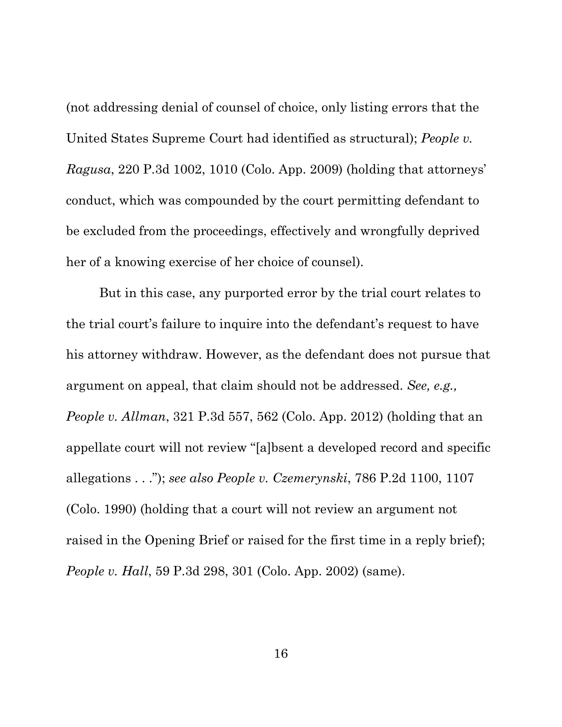(not addressing denial of counsel of choice, only listing errors that the United States Supreme Court had identified as structural); *People v. Ragusa*, 220 P.3d 1002, 1010 (Colo. App. 2009) (holding that attorneys' conduct, which was compounded by the court permitting defendant to be excluded from the proceedings, effectively and wrongfully deprived her of a knowing exercise of her choice of counsel).

But in this case, any purported error by the trial court relates to the trial court's failure to inquire into the defendant's request to have his attorney withdraw. However, as the defendant does not pursue that argument on appeal, that claim should not be addressed. *See, e.g., People v. Allman*, 321 P.3d 557, 562 (Colo. App. 2012) (holding that an appellate court will not review "[a]bsent a developed record and specific allegations . . ."); *see also People v. Czemerynski*, 786 P.2d 1100, 1107 (Colo. 1990) (holding that a court will not review an argument not raised in the Opening Brief or raised for the first time in a reply brief); *People v. Hall*, 59 P.3d 298, 301 (Colo. App. 2002) (same).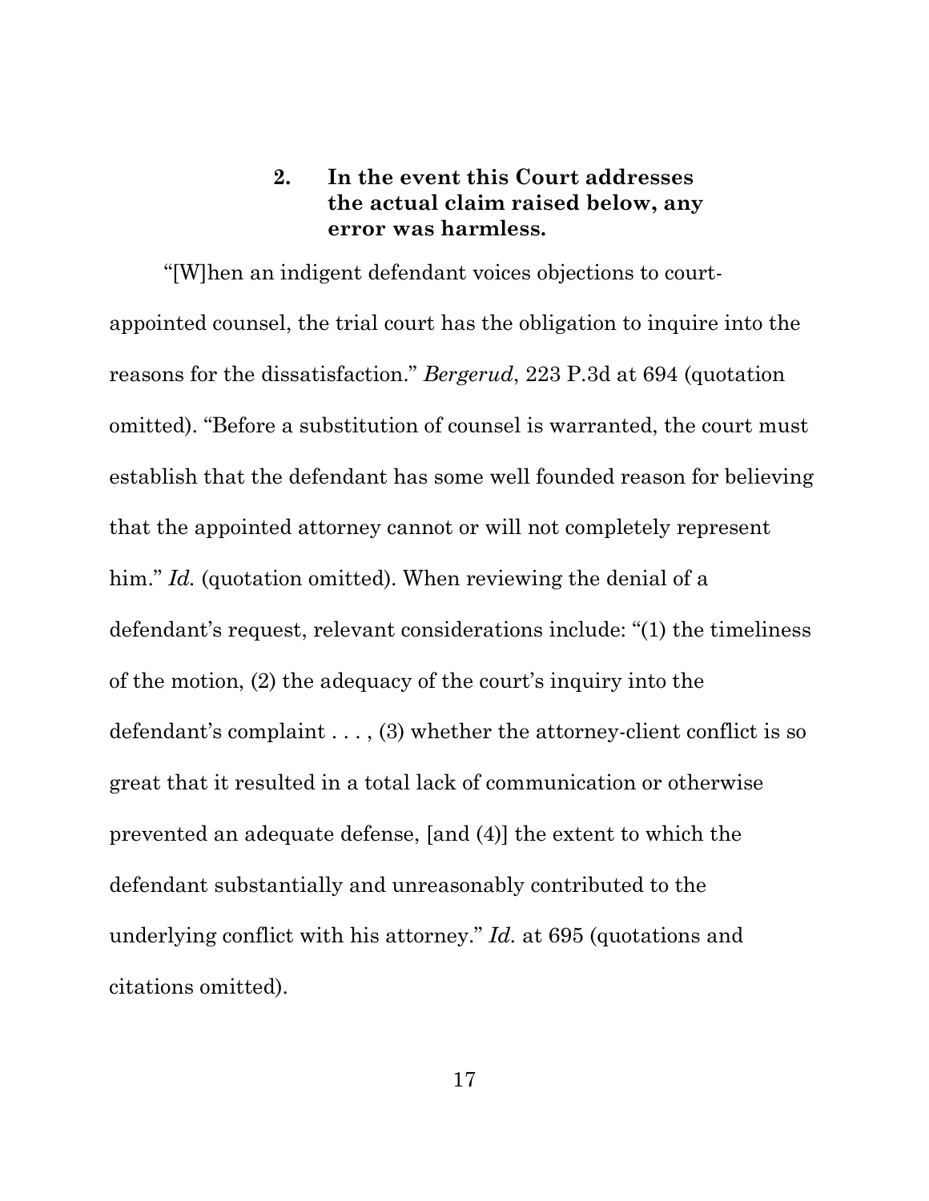### 2. In the event this Court addresses the actual claim raised below, any error was harmless.

"[W]hen an indigent defendant voices objections to court-appointed counsel, the trial court has the obligation to inquire into the reasons for the dissatisfaction." *Bergerud*, 223 P.3d at 694 (quotation omitted). "Before a substitution of counsel is warranted, the court must establish that the defendant has some well founded reason for believing that the appointed attorney cannot or will not completely represent him." *Id.* (quotation omitted). When reviewing the denial of a defendant's request, relevant considerations include: "(1) the timeliness of the motion, (2) the adequacy of the court's inquiry into the defendant's complaint . . . , (3) whether the attorney-client conflict is so great that it resulted in a total lack of communication or otherwise prevented an adequate defense, [and (4)] the extent to which the defendant substantially and unreasonably contributed to the underlying conflict with his attorney." *Id.* at 695 (quotations and citations omitted).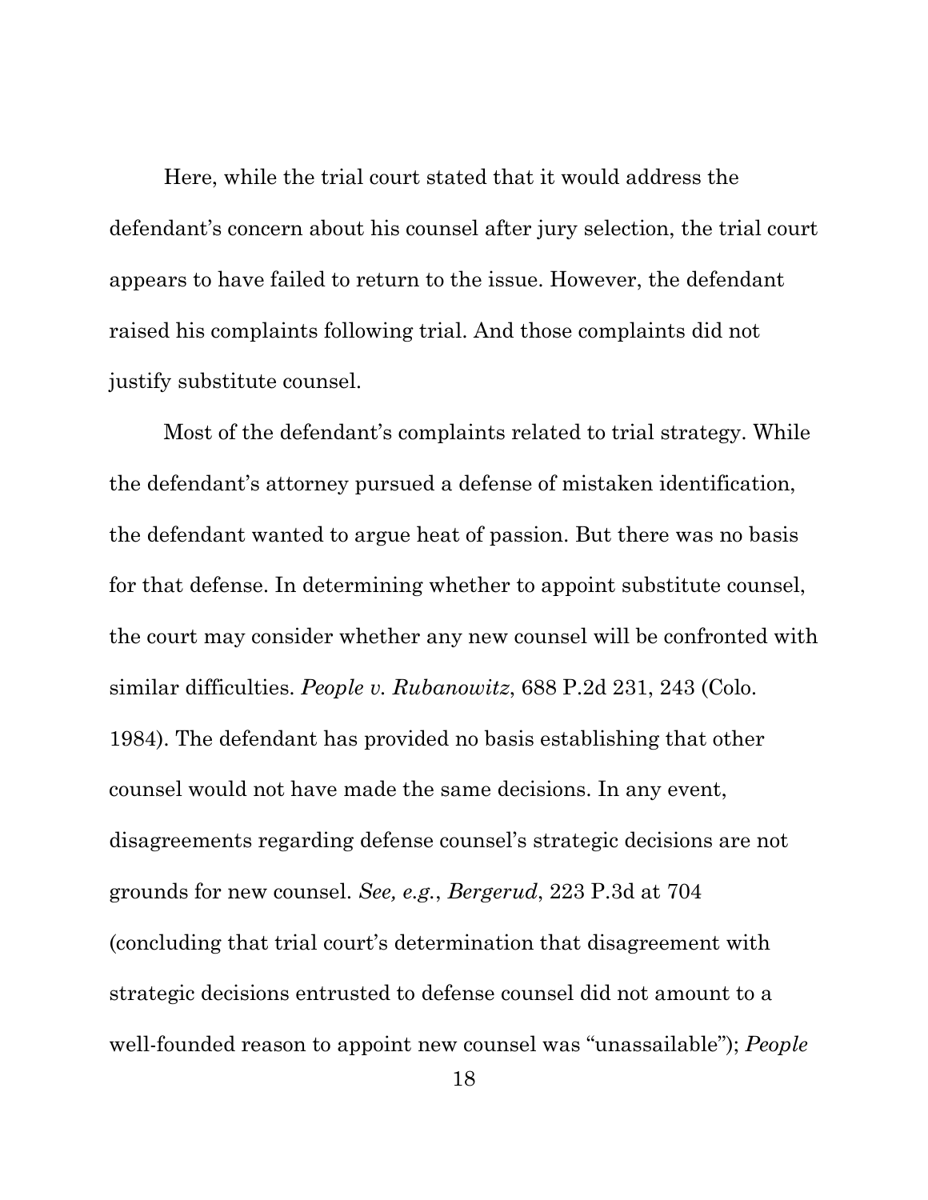Here, while the trial court stated that it would address the defendant's concern about his counsel after jury selection, the trial court appears to have failed to return to the issue. However, the defendant raised his complaints following trial. And those complaints did not justify substitute counsel.

Most of the defendant's complaints related to trial strategy. While the defendant's attorney pursued a defense of mistaken identification, the defendant wanted to argue heat of passion. But there was no basis for that defense. In determining whether to appoint substitute counsel, the court may consider whether any new counsel will be confronted with similar difficulties. *People v. Rubanowitz*, 688 P.2d 231, 243 (Colo. 1984). The defendant has provided no basis establishing that other counsel would not have made the same decisions. In any event, disagreements regarding defense counsel's strategic decisions are not grounds for new counsel. *See, e.g.*, *Bergerud*, 223 P.3d at 704 (concluding that trial court's determination that disagreement with strategic decisions entrusted to defense counsel did not amount to a well-founded reason to appoint new counsel was "unassailable"); *People*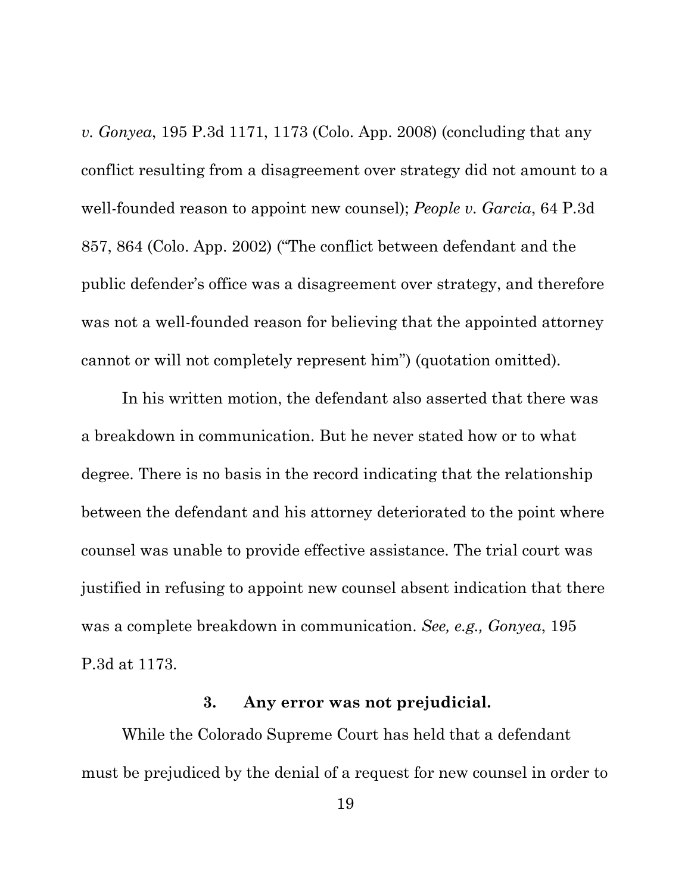*v. Gonyea*, 195 P.3d 1171, 1173 (Colo. App. 2008) (concluding that any conflict resulting from a disagreement over strategy did not amount to a well-founded reason to appoint new counsel); *People v. Garcia*, 64 P.3d 857, 864 (Colo. App. 2002) ("The conflict between defendant and the public defender's office was a disagreement over strategy, and therefore was not a well-founded reason for believing that the appointed attorney cannot or will not completely represent him") (quotation omitted).

In his written motion, the defendant also asserted that there was a breakdown in communication. But he never stated how or to what degree. There is no basis in the record indicating that the relationship between the defendant and his attorney deteriorated to the point where counsel was unable to provide effective assistance. The trial court was justified in refusing to appoint new counsel absent indication that there was a complete breakdown in communication. *See, e.g., Gonyea*, 195 P.3d at 1173.

### 3. Any error was not prejudicial.

While the Colorado Supreme Court has held that a defendant must be prejudiced by the denial of a request for new counsel in order to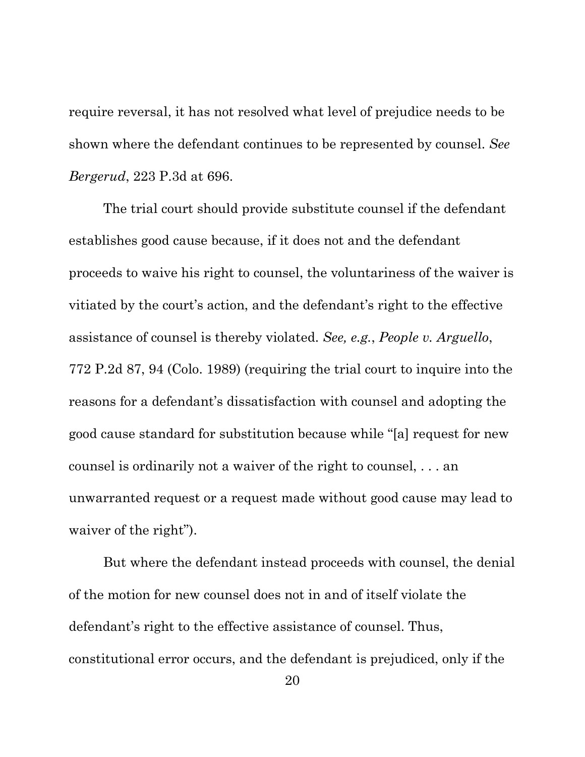require reversal, it has not resolved what level of prejudice needs to be shown where the defendant continues to be represented by counsel. *See Bergerud*, 223 P.3d at 696.

The trial court should provide substitute counsel if the defendant establishes good cause because, if it does not and the defendant proceeds to waive his right to counsel, the voluntariness of the waiver is vitiated by the court's action, and the defendant's right to the effective assistance of counsel is thereby violated. *See, e.g.*, *People v. Arguello*, 772 P.2d 87, 94 (Colo. 1989) (requiring the trial court to inquire into the reasons for a defendant's dissatisfaction with counsel and adopting the good cause standard for substitution because while "[a] request for new counsel is ordinarily not a waiver of the right to counsel, . . . an unwarranted request or a request made without good cause may lead to waiver of the right").

But where the defendant instead proceeds with counsel, the denial of the motion for new counsel does not in and of itself violate the defendant's right to the effective assistance of counsel. Thus, constitutional error occurs, and the defendant is prejudiced, only if the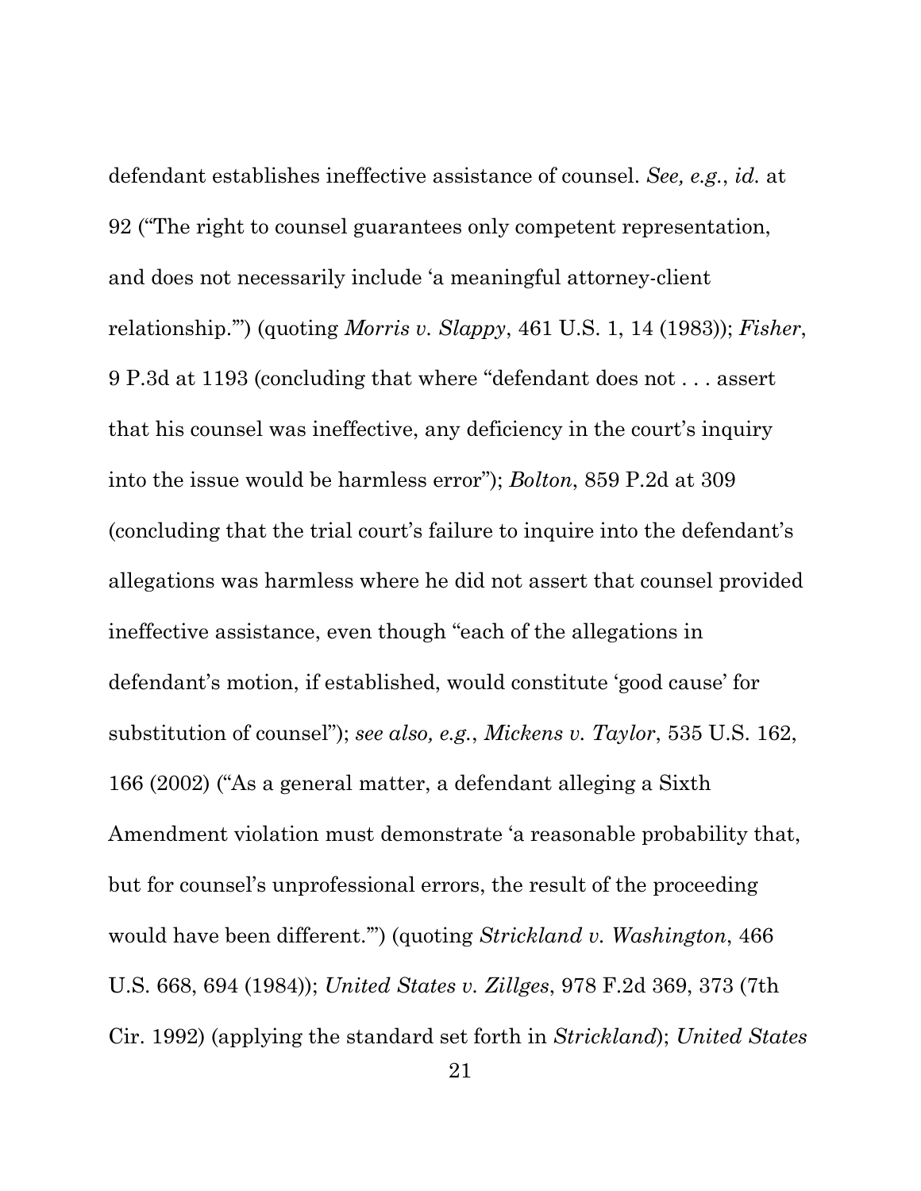defendant establishes ineffective assistance of counsel. *See, e.g.*, *id.* at 92 ("The right to counsel guarantees only competent representation, and does not necessarily include 'a meaningful attorney-client relationship.'") (quoting *Morris v. Slappy*, 461 U.S. 1, 14 (1983)); *Fisher*, 9 P.3d at 1193 (concluding that where "defendant does not . . . assert that his counsel was ineffective, any deficiency in the court's inquiry into the issue would be harmless error"); *Bolton*, 859 P.2d at 309 (concluding that the trial court's failure to inquire into the defendant's allegations was harmless where he did not assert that counsel provided ineffective assistance, even though "each of the allegations in defendant's motion, if established, would constitute 'good cause' for substitution of counsel"); *see also, e.g.*, *Mickens v. Taylor*, 535 U.S. 162, 166 (2002) ("As a general matter, a defendant alleging a Sixth Amendment violation must demonstrate 'a reasonable probability that, but for counsel's unprofessional errors, the result of the proceeding would have been different.'") (quoting *Strickland v. Washington*, 466 U.S. 668, 694 (1984)); *United States v. Zillges*, 978 F.2d 369, 373 (7th Cir. 1992) (applying the standard set forth in *Strickland*); *United States*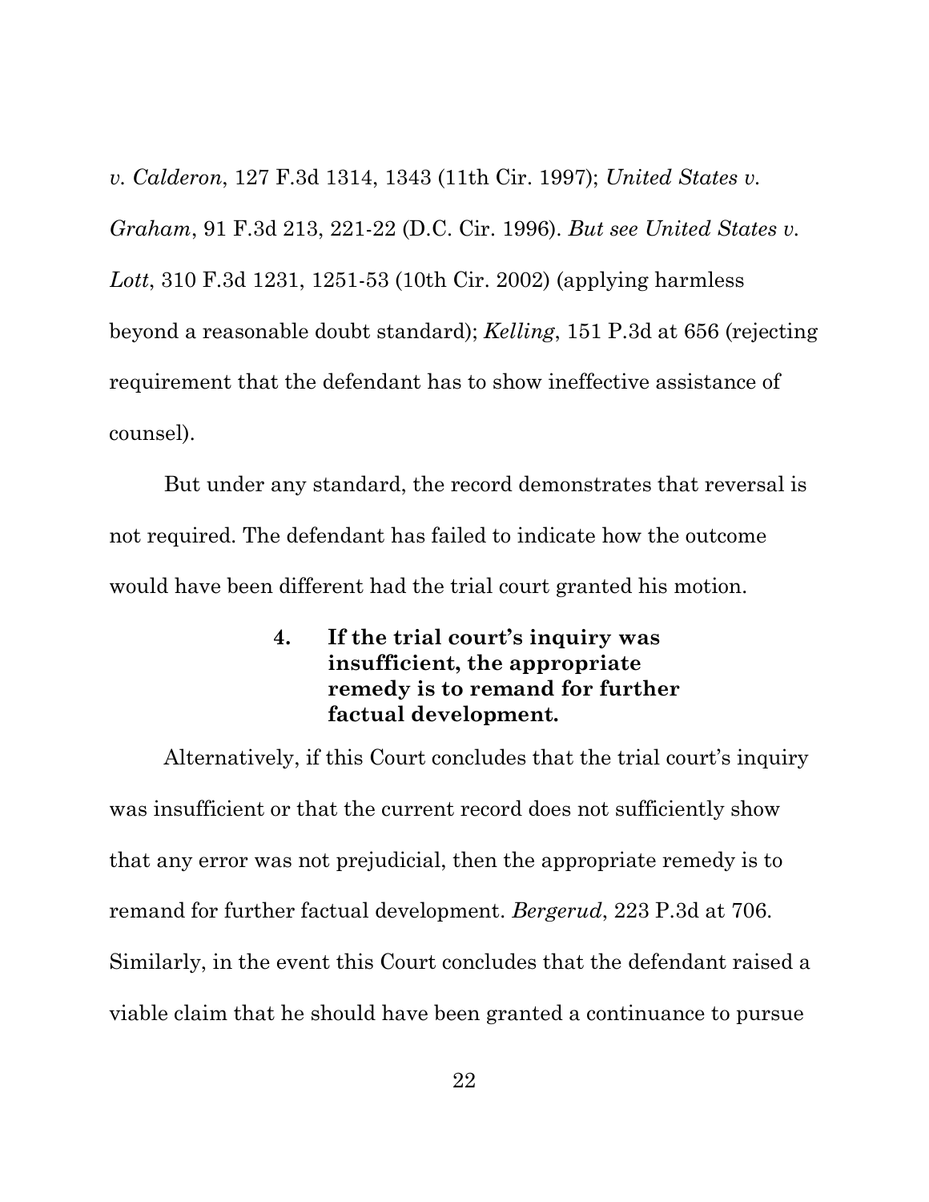*v. Calderon*, 127 F.3d 1314, 1343 (11th Cir. 1997); *United States v. Graham*, 91 F.3d 213, 221-22 (D.C. Cir. 1996). *But see United States v. Lott*, 310 F.3d 1231, 1251-53 (10th Cir. 2002) (applying harmless beyond a reasonable doubt standard); *Kelling*, 151 P.3d at 656 (rejecting requirement that the defendant has to show ineffective assistance of counsel).

But under any standard, the record demonstrates that reversal is not required. The defendant has failed to indicate how the outcome would have been different had the trial court granted his motion.

#### 4. If the trial court's inquiry was insufficient, the appropriate remedy is to remand for further factual development.

Alternatively, if this Court concludes that the trial court's inquiry was insufficient or that the current record does not sufficiently show that any error was not prejudicial, then the appropriate remedy is to remand for further factual development. *Bergerud*, 223 P.3d at 706. Similarly, in the event this Court concludes that the defendant raised a viable claim that he should have been granted a continuance to pursue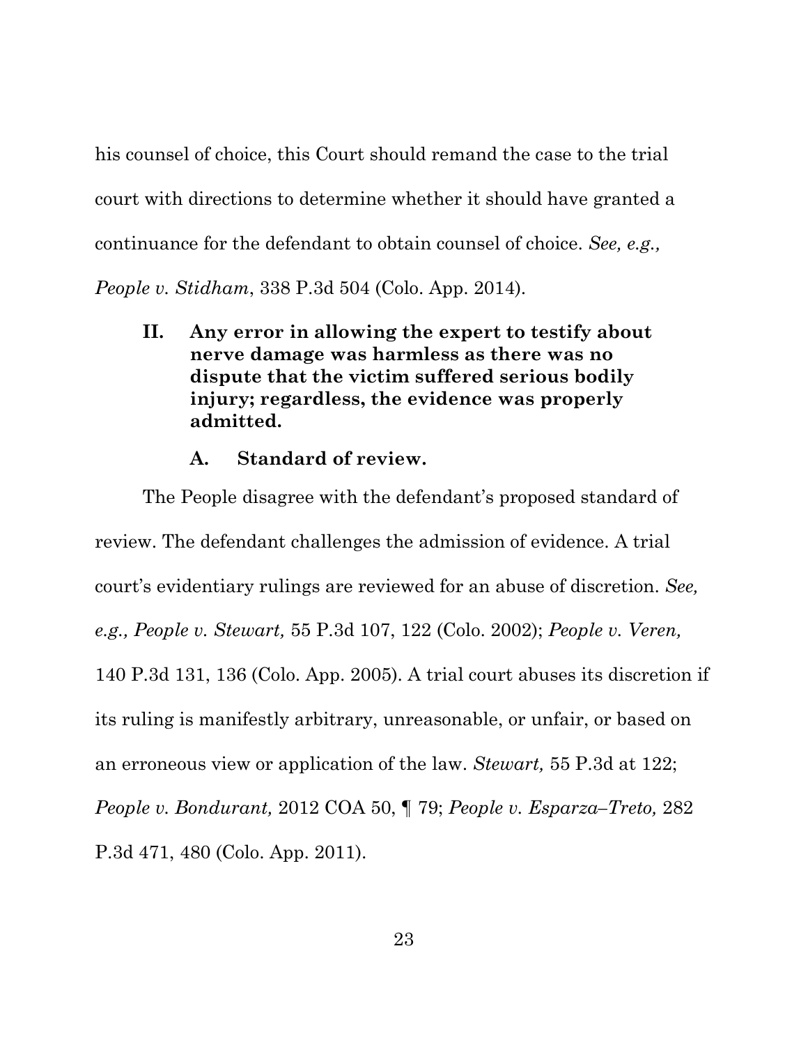his counsel of choice, this Court should remand the case to the trial court with directions to determine whether it should have granted a continuance for the defendant to obtain counsel of choice. *See, e.g., People v. Stidham*, 338 P.3d 504 (Colo. App. 2014).

### II. Any error in allowing the expert to testify about nerve damage was harmless as there was no dispute that the victim suffered serious bodily injury; regardless, the evidence was properly admitted.

#### A. Standard of review.

The People disagree with the defendant's proposed standard of review. The defendant challenges the admission of evidence. A trial court's evidentiary rulings are reviewed for an abuse of discretion. *See, e.g., People v. Stewart,* 55 P.3d 107, 122 (Colo. 2002); *People v. Veren,* 140 P.3d 131, 136 (Colo. App. 2005). A trial court abuses its discretion if its ruling is manifestly arbitrary, unreasonable, or unfair, or based on an erroneous view or application of the law. *Stewart,* 55 P.3d at 122; *People v. Bondurant,* 2012 COA 50, ¶ 79; *People v. Esparza–Treto,* 282 P.3d 471, 480 (Colo. App. 2011).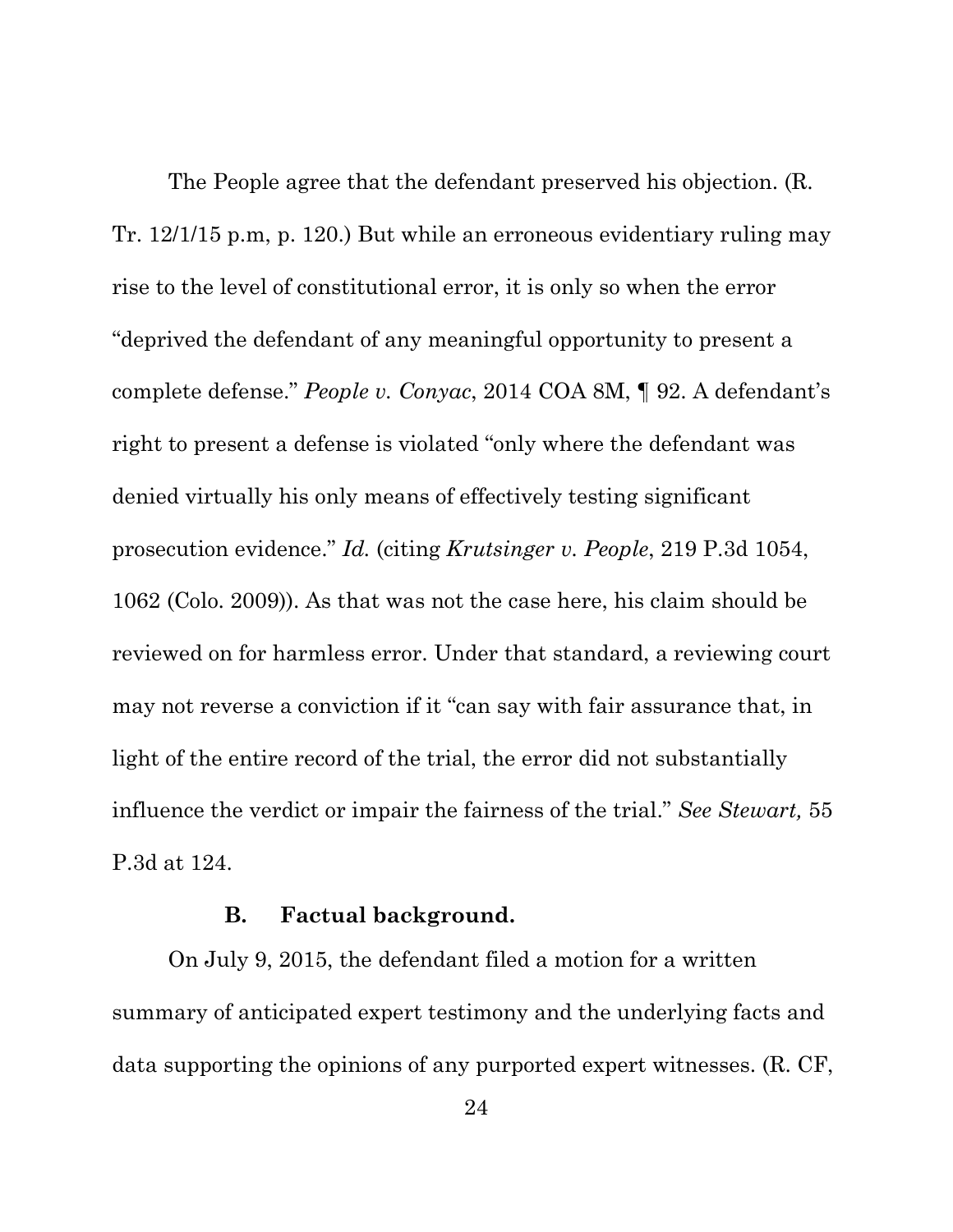The People agree that the defendant preserved his objection. (R. Tr. 12/1/15 p.m, p. 120.) But while an erroneous evidentiary ruling may rise to the level of constitutional error, it is only so when the error "deprived the defendant of any meaningful opportunity to present a complete defense." *People v. Conyac*, 2014 COA 8M, ¶ 92. A defendant's right to present a defense is violated "only where the defendant was denied virtually his only means of effectively testing significant prosecution evidence." *Id.* (citing *Krutsinger v. People*, 219 P.3d 1054, 1062 (Colo. 2009)). As that was not the case here, his claim should be reviewed on for harmless error. Under that standard, a reviewing court may not reverse a conviction if it "can say with fair assurance that, in light of the entire record of the trial, the error did not substantially influence the verdict or impair the fairness of the trial." *See Stewart,* 55 P.3d at 124.

### B. Factual background.

On July 9, 2015, the defendant filed a motion for a written summary of anticipated expert testimony and the underlying facts and data supporting the opinions of any purported expert witnesses. (R. CF,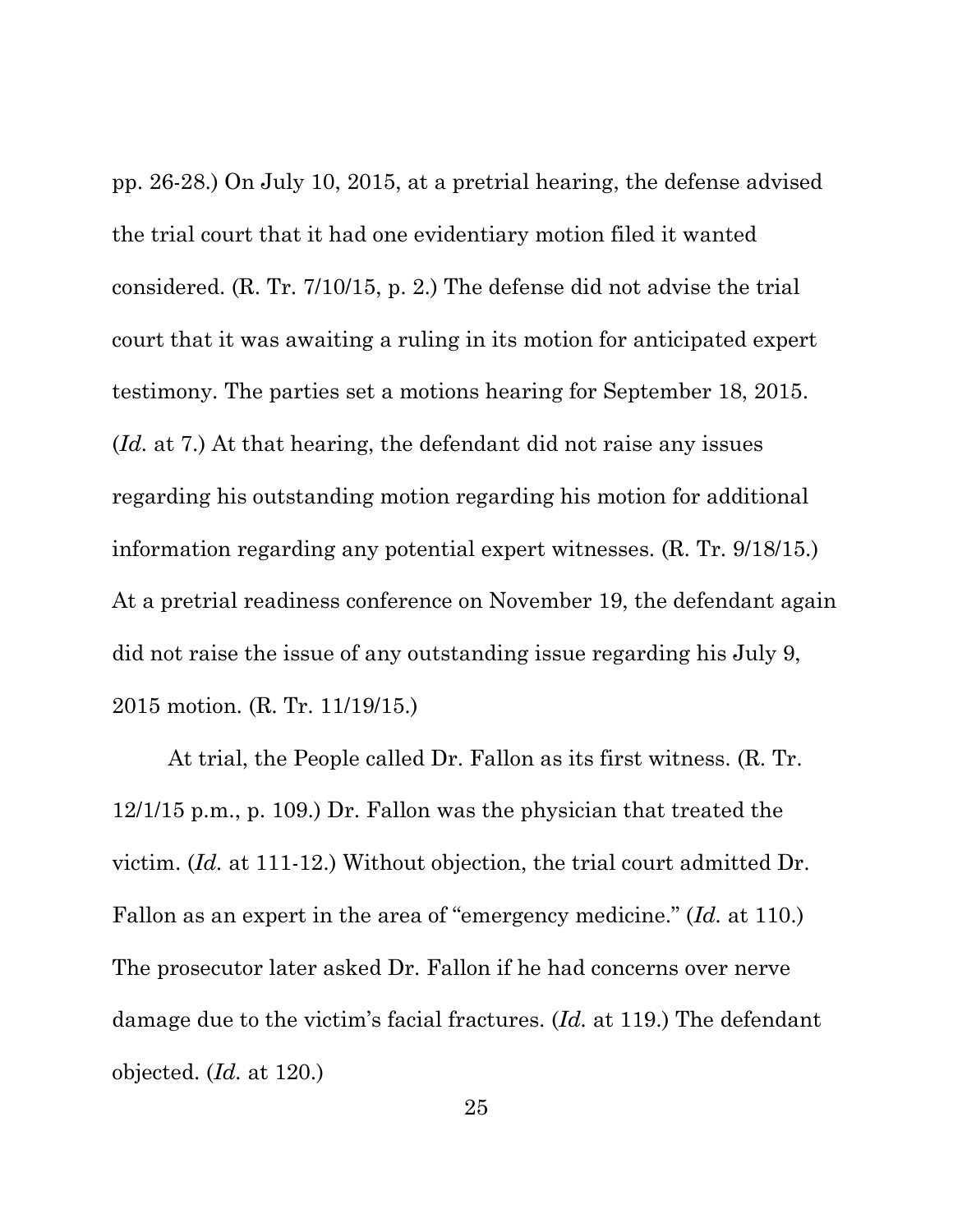pp. 26-28.) On July 10, 2015, at a pretrial hearing, the defense advised the trial court that it had one evidentiary motion filed it wanted considered. (R. Tr. 7/10/15, p. 2.) The defense did not advise the trial court that it was awaiting a ruling in its motion for anticipated expert testimony. The parties set a motions hearing for September 18, 2015. (*Id.* at 7.) At that hearing, the defendant did not raise any issues regarding his outstanding motion regarding his motion for additional information regarding any potential expert witnesses. (R. Tr. 9/18/15.) At a pretrial readiness conference on November 19, the defendant again did not raise the issue of any outstanding issue regarding his July 9, 2015 motion. (R. Tr. 11/19/15.)

At trial, the People called Dr. Fallon as its first witness. (R. Tr. 12/1/15 p.m., p. 109.) Dr. Fallon was the physician that treated the victim. (*Id.* at 111-12.) Without objection, the trial court admitted Dr. Fallon as an expert in the area of "emergency medicine." (*Id.* at 110.) The prosecutor later asked Dr. Fallon if he had concerns over nerve damage due to the victim's facial fractures. (*Id.* at 119.) The defendant objected. (*Id.* at 120.)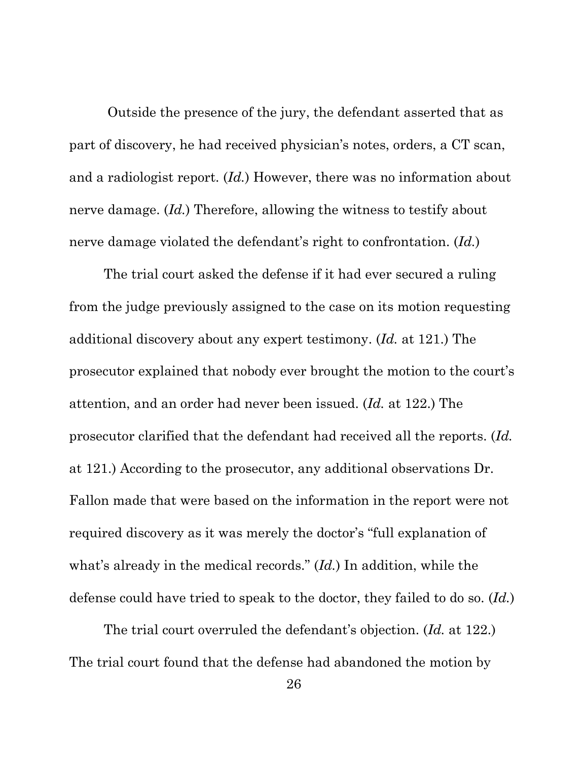Outside the presence of the jury, the defendant asserted that as part of discovery, he had received physician's notes, orders, a CT scan, and a radiologist report. (*Id.*) However, there was no information about nerve damage. (*Id.*) Therefore, allowing the witness to testify about nerve damage violated the defendant's right to confrontation. (*Id.*)

The trial court asked the defense if it had ever secured a ruling from the judge previously assigned to the case on its motion requesting additional discovery about any expert testimony. (*Id.* at 121.) The prosecutor explained that nobody ever brought the motion to the court's attention, and an order had never been issued. (*Id.* at 122.) The prosecutor clarified that the defendant had received all the reports. (*Id.* at 121.) According to the prosecutor, any additional observations Dr. Fallon made that were based on the information in the report were not required discovery as it was merely the doctor's "full explanation of what's already in the medical records." (*Id.*) In addition, while the defense could have tried to speak to the doctor, they failed to do so. (*Id.*)

The trial court overruled the defendant's objection. (*Id.* at 122.) The trial court found that the defense had abandoned the motion by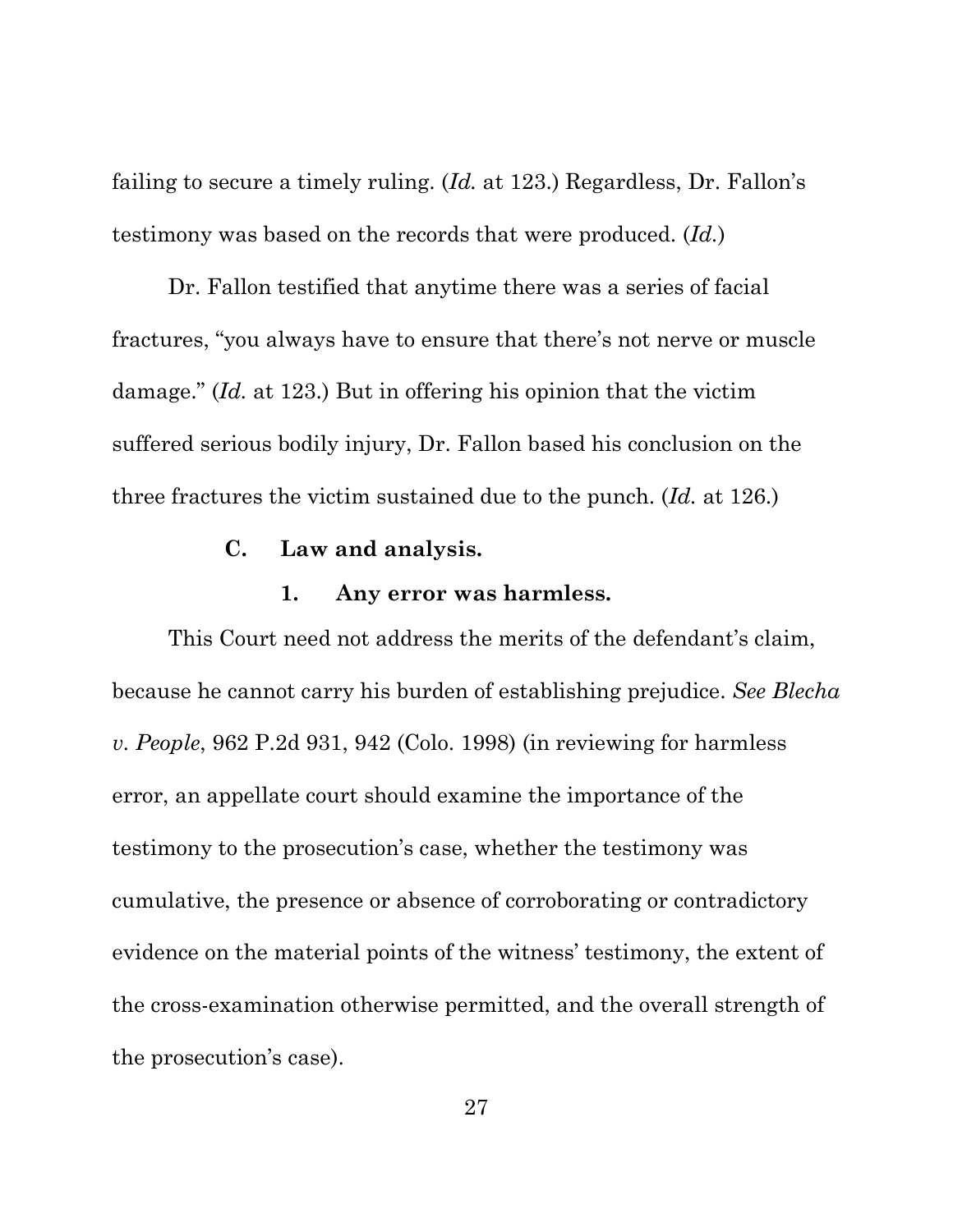failing to secure a timely ruling. (*Id.* at 123.) Regardless, Dr. Fallon's testimony was based on the records that were produced. (*Id.*)

Dr. Fallon testified that anytime there was a series of facial fractures, "you always have to ensure that there's not nerve or muscle damage." (*Id.* at 123.) But in offering his opinion that the victim suffered serious bodily injury, Dr. Fallon based his conclusion on the three fractures the victim sustained due to the punch. (*Id.* at 126.)

### C. Law and analysis.

#### 1. Any error was harmless.

This Court need not address the merits of the defendant's claim, because he cannot carry his burden of establishing prejudice. *See Blecha v. People*, 962 P.2d 931, 942 (Colo. 1998) (in reviewing for harmless error, an appellate court should examine the importance of the testimony to the prosecution's case, whether the testimony was cumulative, the presence or absence of corroborating or contradictory evidence on the material points of the witness' testimony, the extent of the cross-examination otherwise permitted, and the overall strength of the prosecution's case).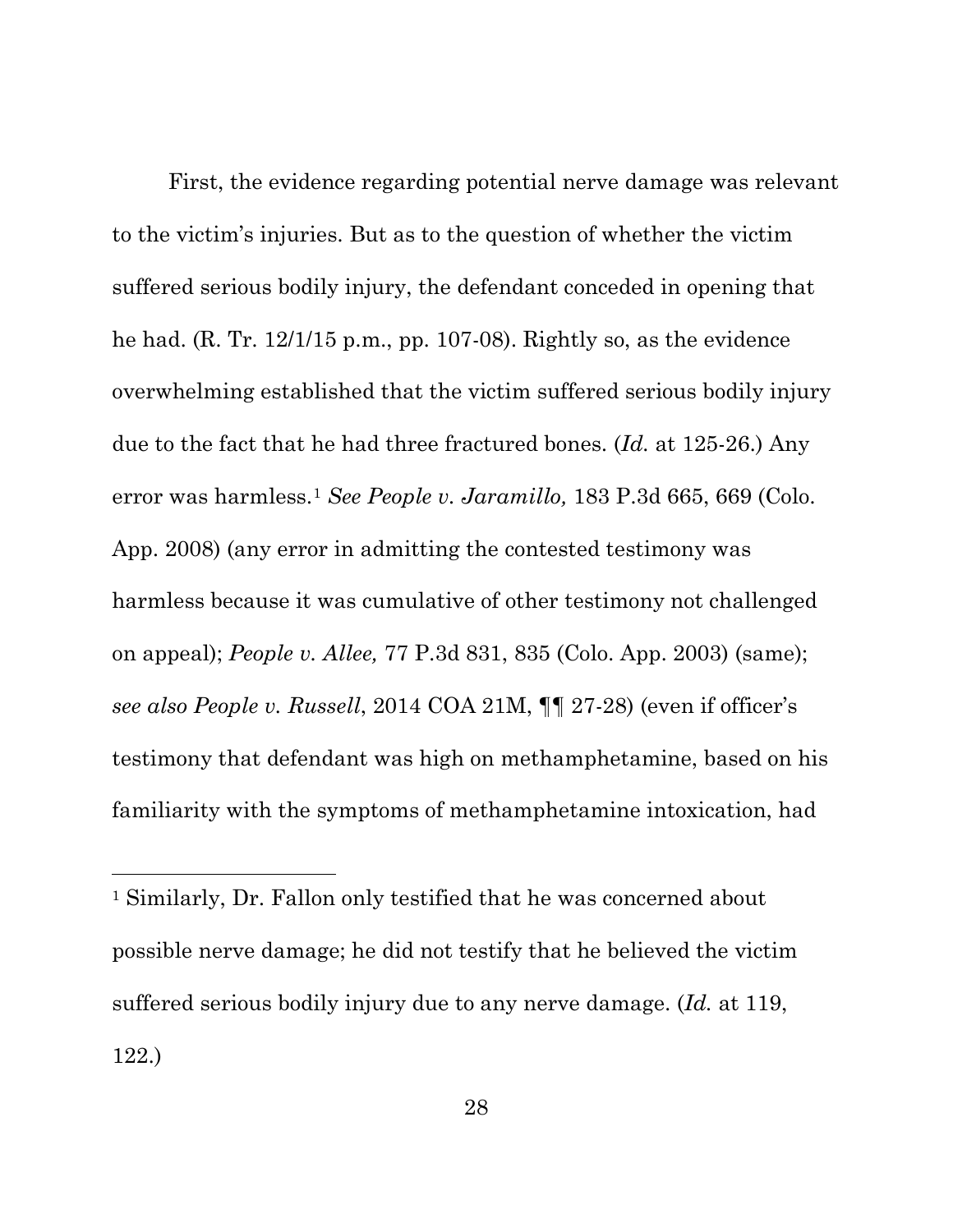First, the evidence regarding potential nerve damage was relevant to the victim's injuries. But as to the question of whether the victim suffered serious bodily injury, the defendant conceded in opening that he had. (R. Tr. 12/1/15 p.m., pp. 107-08). Rightly so, as the evidence overwhelming established that the victim suffered serious bodily injury due to the fact that he had three fractured bones. (*Id.* at 125-26.) Any error was harmless.[1] *See People v. Jaramillo,* 183 P.3d 665, 669 (Colo. App. 2008) (any error in admitting the contested testimony was harmless because it was cumulative of other testimony not challenged on appeal); *People v. Allee,* 77 P.3d 831, 835 (Colo. App. 2003) (same); *see also People v. Russell*, 2014 COA 21M, ¶¶ 27-28) (even if officer's testimony that defendant was high on methamphetamine, based on his familiarity with the symptoms of methamphetamine intoxication, had

---

[1] Similarly, Dr. Fallon only testified that he was concerned about possible nerve damage; he did not testify that he believed the victim suffered serious bodily injury due to any nerve damage. (*Id.* at 119, 122.)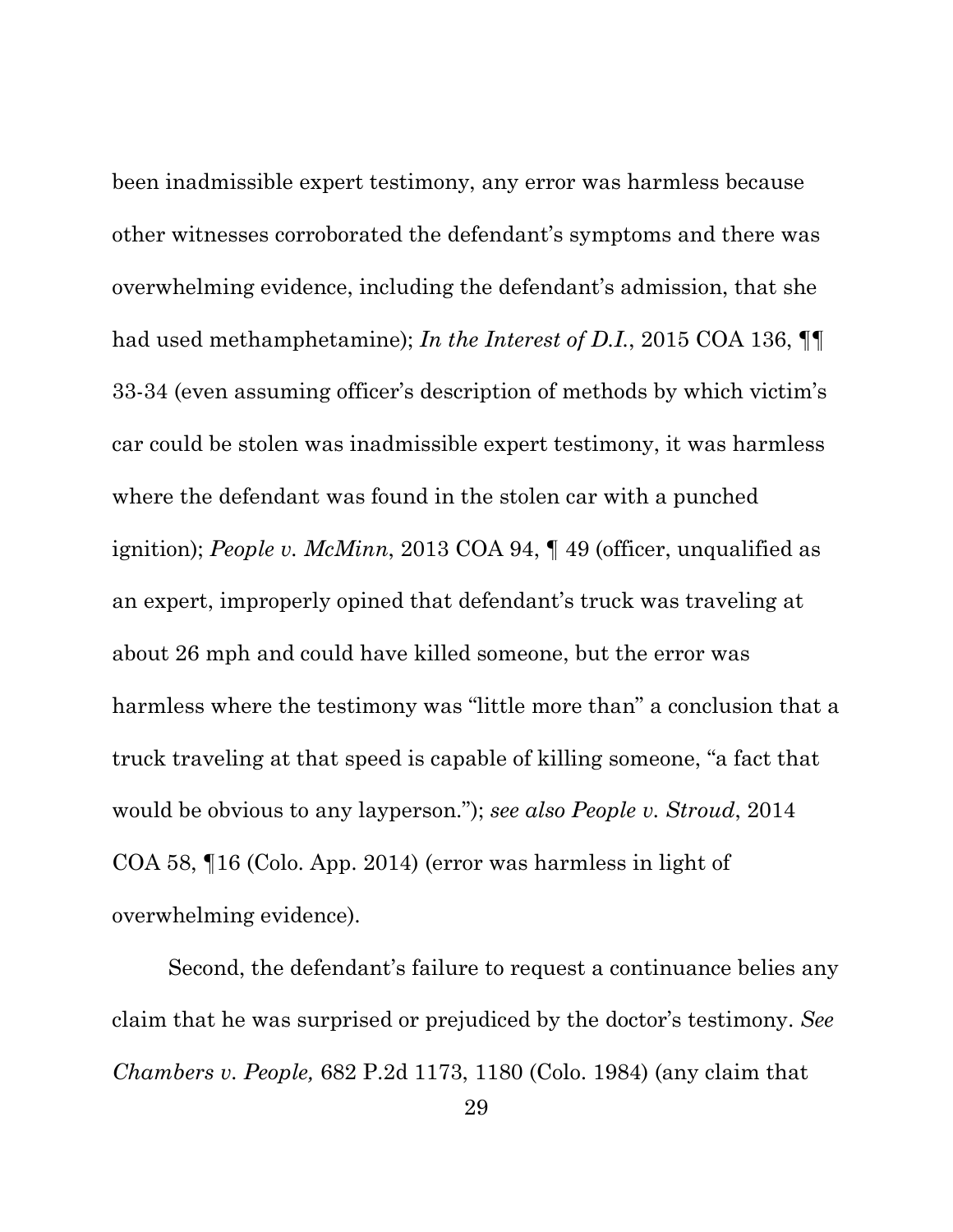been inadmissible expert testimony, any error was harmless because other witnesses corroborated the defendant's symptoms and there was overwhelming evidence, including the defendant's admission, that she had used methamphetamine); *In the Interest of D.I.*, 2015 COA 136, ¶¶ 33-34 (even assuming officer's description of methods by which victim's car could be stolen was inadmissible expert testimony, it was harmless where the defendant was found in the stolen car with a punched ignition); *People v. McMinn*, 2013 COA 94, ¶ 49 (officer, unqualified as an expert, improperly opined that defendant's truck was traveling at about 26 mph and could have killed someone, but the error was harmless where the testimony was "little more than" a conclusion that a truck traveling at that speed is capable of killing someone, "a fact that would be obvious to any layperson."); *see also People v. Stroud*, 2014 COA 58, ¶16 (Colo. App. 2014) (error was harmless in light of overwhelming evidence).

Second, the defendant's failure to request a continuance belies any claim that he was surprised or prejudiced by the doctor's testimony. *See Chambers v. People,* 682 P.2d 1173, 1180 (Colo. 1984) (any claim that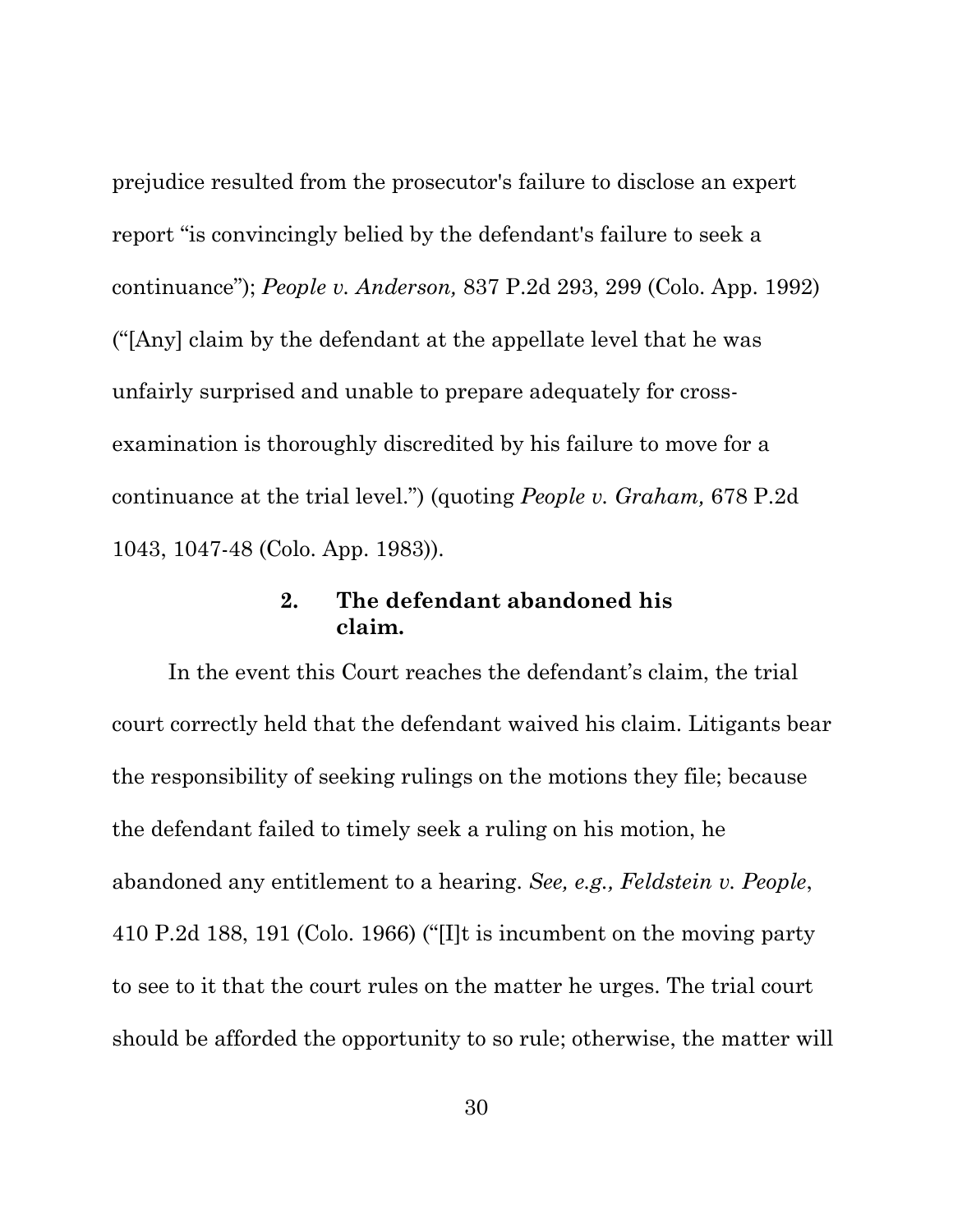prejudice resulted from the prosecutor's failure to disclose an expert report "is convincingly belied by the defendant's failure to seek a continuance"); *People v. Anderson,* 837 P.2d 293, 299 (Colo. App. 1992) ("[Any] claim by the defendant at the appellate level that he was unfairly surprised and unable to prepare adequately for cross-examination is thoroughly discredited by his failure to move for a continuance at the trial level.") (quoting *People v. Graham,* 678 P.2d 1043, 1047-48 (Colo. App. 1983)).

### 2. The defendant abandoned his claim.

In the event this Court reaches the defendant's claim, the trial court correctly held that the defendant waived his claim. Litigants bear the responsibility of seeking rulings on the motions they file; because the defendant failed to timely seek a ruling on his motion, he abandoned any entitlement to a hearing. *See, e.g., Feldstein v. People*, 410 P.2d 188, 191 (Colo. 1966) ("[I]t is incumbent on the moving party to see to it that the court rules on the matter he urges. The trial court should be afforded the opportunity to so rule; otherwise, the matter will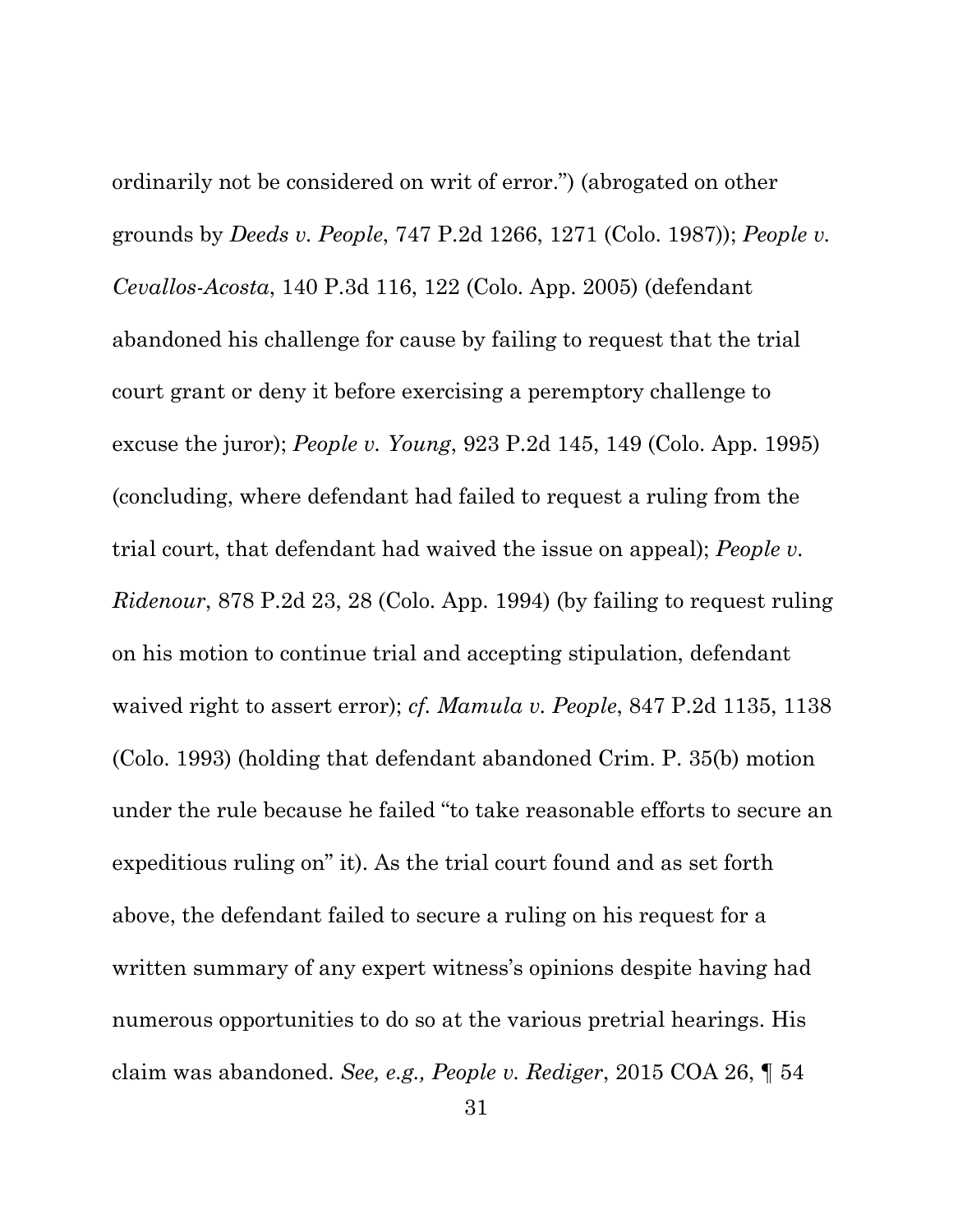ordinarily not be considered on writ of error.") (abrogated on other grounds by *Deeds v. People*, 747 P.2d 1266, 1271 (Colo. 1987)); *People v. Cevallos-Acosta*, 140 P.3d 116, 122 (Colo. App. 2005) (defendant abandoned his challenge for cause by failing to request that the trial court grant or deny it before exercising a peremptory challenge to excuse the juror); *People v. Young*, 923 P.2d 145, 149 (Colo. App. 1995) (concluding, where defendant had failed to request a ruling from the trial court, that defendant had waived the issue on appeal); *People v. Ridenour*, 878 P.2d 23, 28 (Colo. App. 1994) (by failing to request ruling on his motion to continue trial and accepting stipulation, defendant waived right to assert error); *cf. Mamula v. People*, 847 P.2d 1135, 1138 (Colo. 1993) (holding that defendant abandoned Crim. P. 35(b) motion under the rule because he failed "to take reasonable efforts to secure an expeditious ruling on" it). As the trial court found and as set forth above, the defendant failed to secure a ruling on his request for a written summary of any expert witness's opinions despite having had numerous opportunities to do so at the various pretrial hearings. His claim was abandoned. *See, e.g., People v. Rediger*, 2015 COA 26, ¶ 54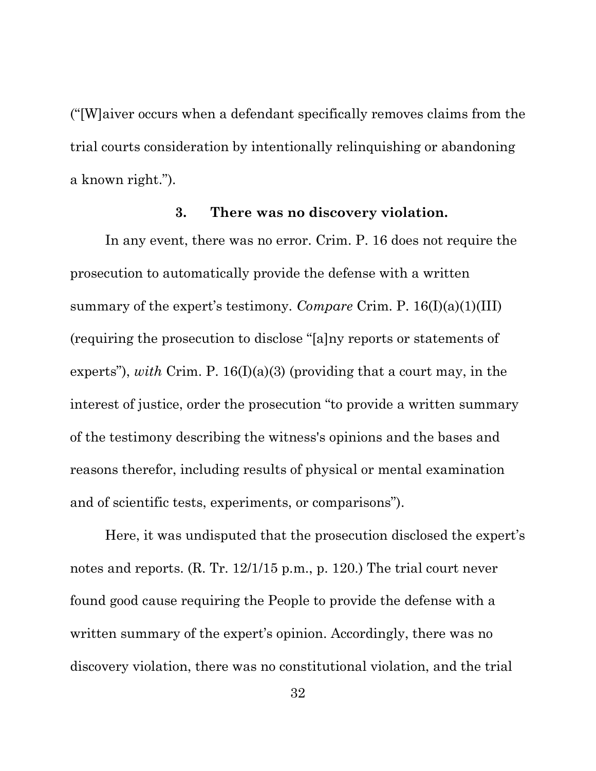("[W]aiver occurs when a defendant specifically removes claims from the trial courts consideration by intentionally relinquishing or abandoning a known right.").

### 3. There was no discovery violation.

In any event, there was no error. Crim. P. 16 does not require the prosecution to automatically provide the defense with a written summary of the expert's testimony. *Compare* Crim. P. 16(I)(a)(1)(III) (requiring the prosecution to disclose "[a]ny reports or statements of experts"), *with* Crim. P. 16(I)(a)(3) (providing that a court may, in the interest of justice, order the prosecution "to provide a written summary of the testimony describing the witness's opinions and the bases and reasons therefor, including results of physical or mental examination and of scientific tests, experiments, or comparisons").

Here, it was undisputed that the prosecution disclosed the expert's notes and reports. (R. Tr. 12/1/15 p.m., p. 120.) The trial court never found good cause requiring the People to provide the defense with a written summary of the expert's opinion. Accordingly, there was no discovery violation, there was no constitutional violation, and the trial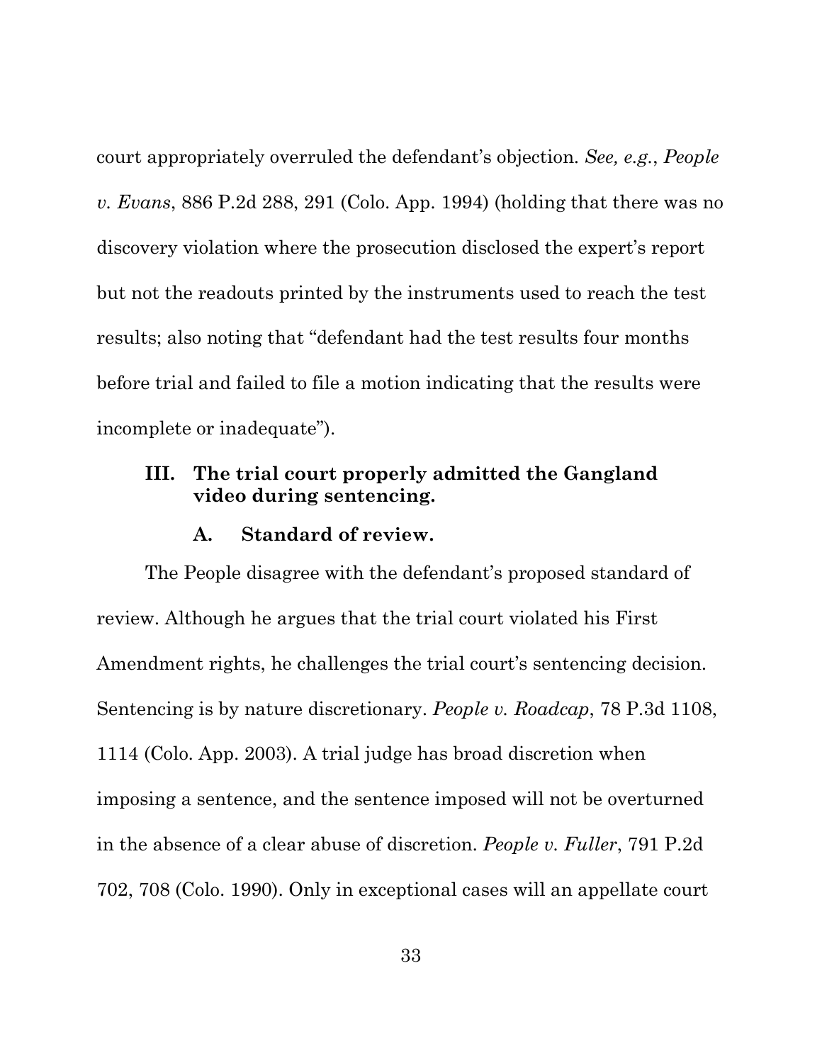court appropriately overruled the defendant's objection. *See, e.g.*, *People v. Evans*, 886 P.2d 288, 291 (Colo. App. 1994) (holding that there was no discovery violation where the prosecution disclosed the expert's report but not the readouts printed by the instruments used to reach the test results; also noting that "defendant had the test results four months before trial and failed to file a motion indicating that the results were incomplete or inadequate").

## III. The trial court properly admitted the Gangland video during sentencing.

### A. Standard of review.

The People disagree with the defendant's proposed standard of review. Although he argues that the trial court violated his First Amendment rights, he challenges the trial court's sentencing decision. Sentencing is by nature discretionary. *People v. Roadcap*, 78 P.3d 1108, 1114 (Colo. App. 2003). A trial judge has broad discretion when imposing a sentence, and the sentence imposed will not be overturned in the absence of a clear abuse of discretion. *People v. Fuller*, 791 P.2d 702, 708 (Colo. 1990). Only in exceptional cases will an appellate court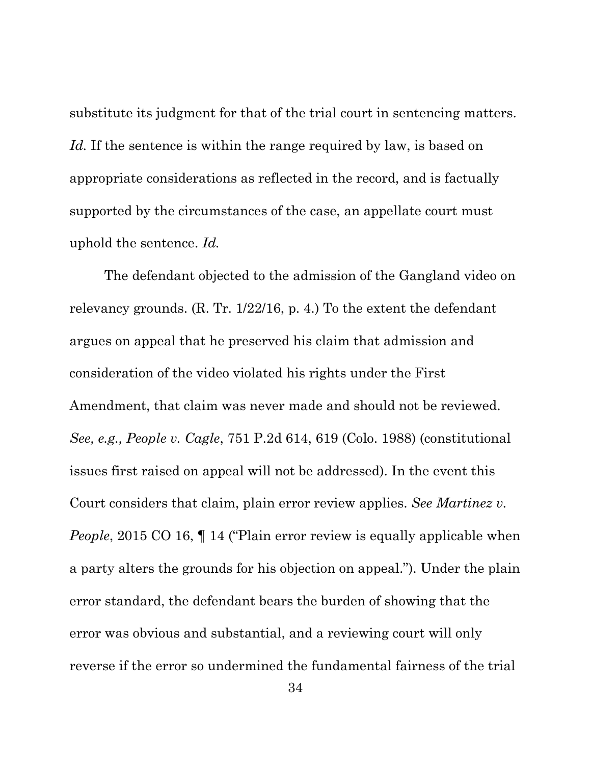substitute its judgment for that of the trial court in sentencing matters. *Id.* If the sentence is within the range required by law, is based on appropriate considerations as reflected in the record, and is factually supported by the circumstances of the case, an appellate court must uphold the sentence. *Id.*

The defendant objected to the admission of the Gangland video on relevancy grounds. (R. Tr. 1/22/16, p. 4.) To the extent the defendant argues on appeal that he preserved his claim that admission and consideration of the video violated his rights under the First Amendment, that claim was never made and should not be reviewed. *See, e.g., People v. Cagle*, 751 P.2d 614, 619 (Colo. 1988) (constitutional issues first raised on appeal will not be addressed). In the event this Court considers that claim, plain error review applies. *See Martinez v. People*, 2015 CO 16, ¶ 14 ("Plain error review is equally applicable when a party alters the grounds for his objection on appeal."). Under the plain error standard, the defendant bears the burden of showing that the error was obvious and substantial, and a reviewing court will only reverse if the error so undermined the fundamental fairness of the trial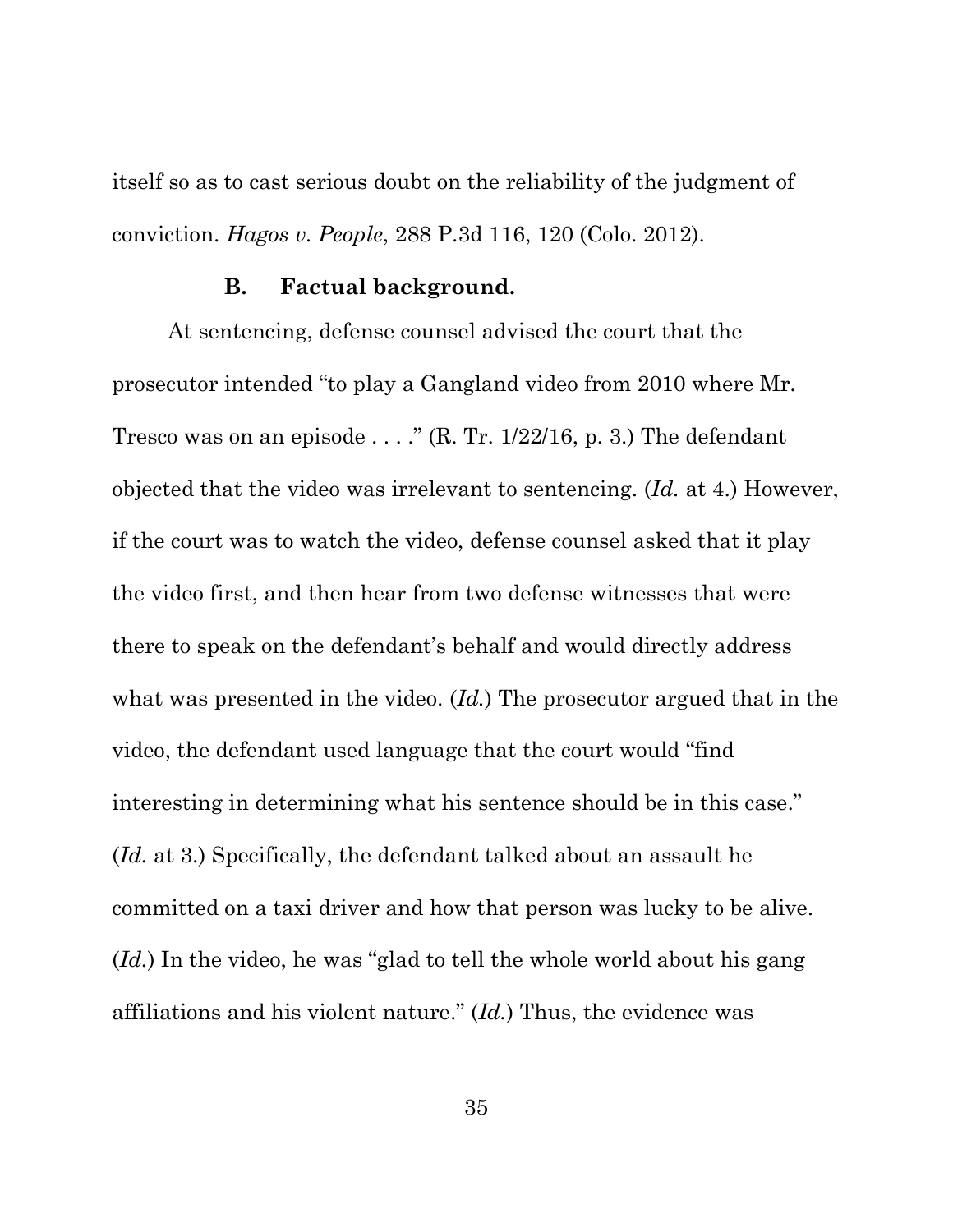itself so as to cast serious doubt on the reliability of the judgment of conviction. *Hagos v. People*, 288 P.3d 116, 120 (Colo. 2012).

### B. Factual background.

At sentencing, defense counsel advised the court that the prosecutor intended "to play a Gangland video from 2010 where Mr. Tresco was on an episode . . . ." (R. Tr. 1/22/16, p. 3.) The defendant objected that the video was irrelevant to sentencing. (*Id.* at 4.) However, if the court was to watch the video, defense counsel asked that it play the video first, and then hear from two defense witnesses that were there to speak on the defendant's behalf and would directly address what was presented in the video. (*Id.*) The prosecutor argued that in the video, the defendant used language that the court would "find interesting in determining what his sentence should be in this case." (*Id.* at 3.) Specifically, the defendant talked about an assault he committed on a taxi driver and how that person was lucky to be alive. (*Id.*) In the video, he was "glad to tell the whole world about his gang affiliations and his violent nature." (*Id.*) Thus, the evidence was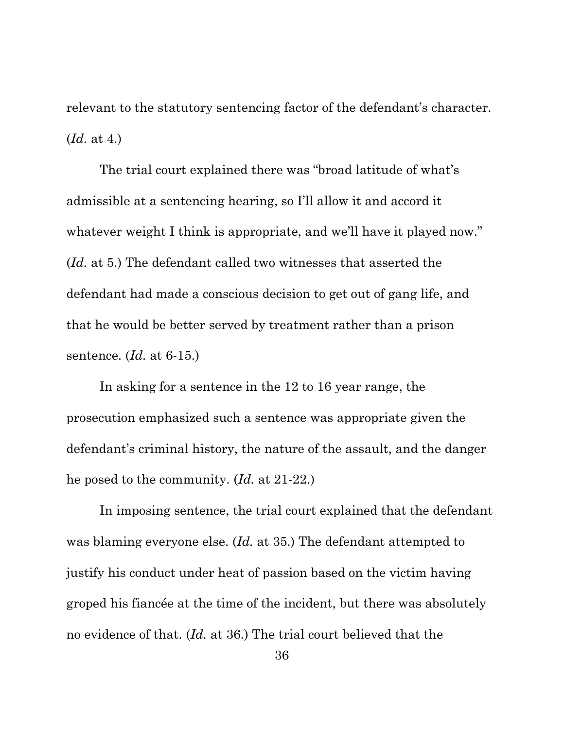relevant to the statutory sentencing factor of the defendant's character. (*Id.* at 4.)

The trial court explained there was "broad latitude of what's admissible at a sentencing hearing, so I'll allow it and accord it whatever weight I think is appropriate, and we'll have it played now." (*Id.* at 5.) The defendant called two witnesses that asserted the defendant had made a conscious decision to get out of gang life, and that he would be better served by treatment rather than a prison sentence. (*Id.* at 6-15.)

In asking for a sentence in the 12 to 16 year range, the prosecution emphasized such a sentence was appropriate given the defendant's criminal history, the nature of the assault, and the danger he posed to the community. (*Id.* at 21-22.)

In imposing sentence, the trial court explained that the defendant was blaming everyone else. (*Id.* at 35.) The defendant attempted to justify his conduct under heat of passion based on the victim having groped his fiancée at the time of the incident, but there was absolutely no evidence of that. (*Id.* at 36.) The trial court believed that the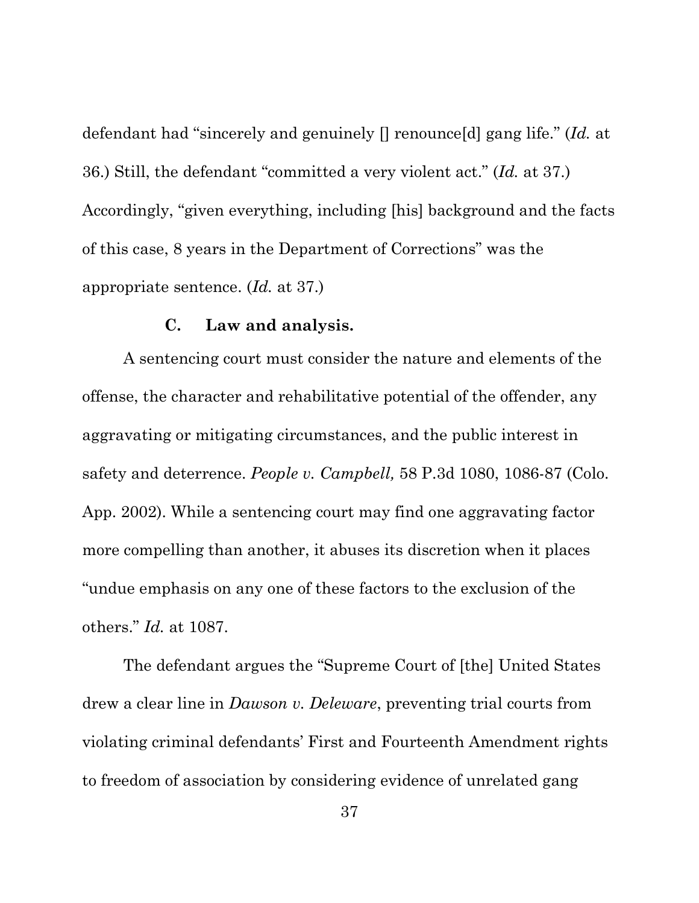defendant had "sincerely and genuinely [] renounce[d] gang life." (*Id.* at 36.) Still, the defendant "committed a very violent act." (*Id.* at 37.) Accordingly, "given everything, including [his] background and the facts of this case, 8 years in the Department of Corrections" was the appropriate sentence. (*Id.* at 37.)

### C. Law and analysis.

A sentencing court must consider the nature and elements of the offense, the character and rehabilitative potential of the offender, any aggravating or mitigating circumstances, and the public interest in safety and deterrence. *People v. Campbell,* 58 P.3d 1080, 1086-87 (Colo. App. 2002). While a sentencing court may find one aggravating factor more compelling than another, it abuses its discretion when it places "undue emphasis on any one of these factors to the exclusion of the others." *Id.* at 1087.

The defendant argues the "Supreme Court of [the] United States drew a clear line in *Dawson v. Deleware*, preventing trial courts from violating criminal defendants' First and Fourteenth Amendment rights to freedom of association by considering evidence of unrelated gang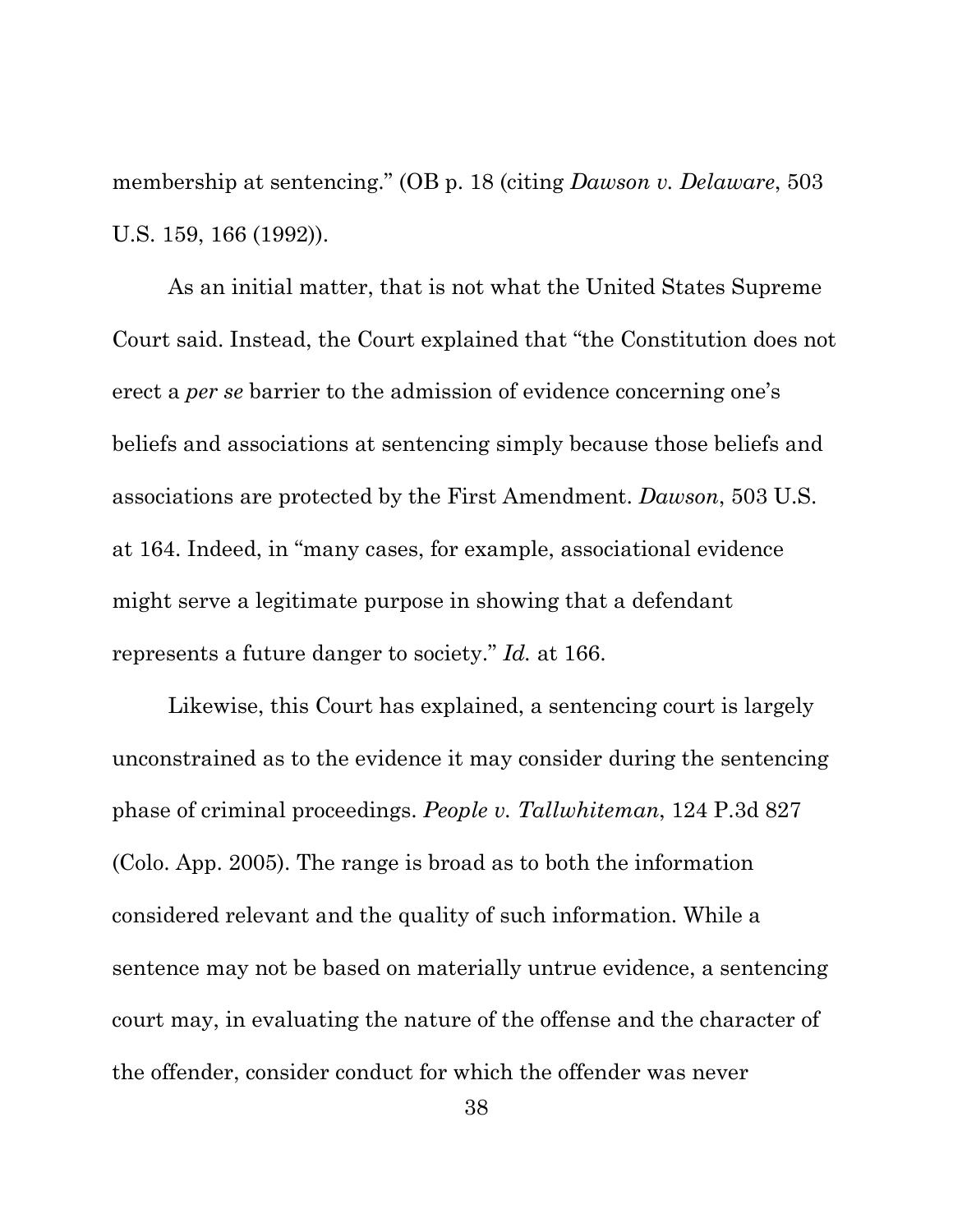membership at sentencing." (OB p. 18 (citing *Dawson v. Delaware*, 503 U.S. 159, 166 (1992)).

As an initial matter, that is not what the United States Supreme Court said. Instead, the Court explained that "the Constitution does not erect a *per se* barrier to the admission of evidence concerning one's beliefs and associations at sentencing simply because those beliefs and associations are protected by the First Amendment. *Dawson*, 503 U.S. at 164. Indeed, in "many cases, for example, associational evidence might serve a legitimate purpose in showing that a defendant represents a future danger to society." *Id.* at 166.

Likewise, this Court has explained, a sentencing court is largely unconstrained as to the evidence it may consider during the sentencing phase of criminal proceedings. *People v. Tallwhiteman*, 124 P.3d 827 (Colo. App. 2005). The range is broad as to both the information considered relevant and the quality of such information. While a sentence may not be based on materially untrue evidence, a sentencing court may, in evaluating the nature of the offense and the character of the offender, consider conduct for which the offender was never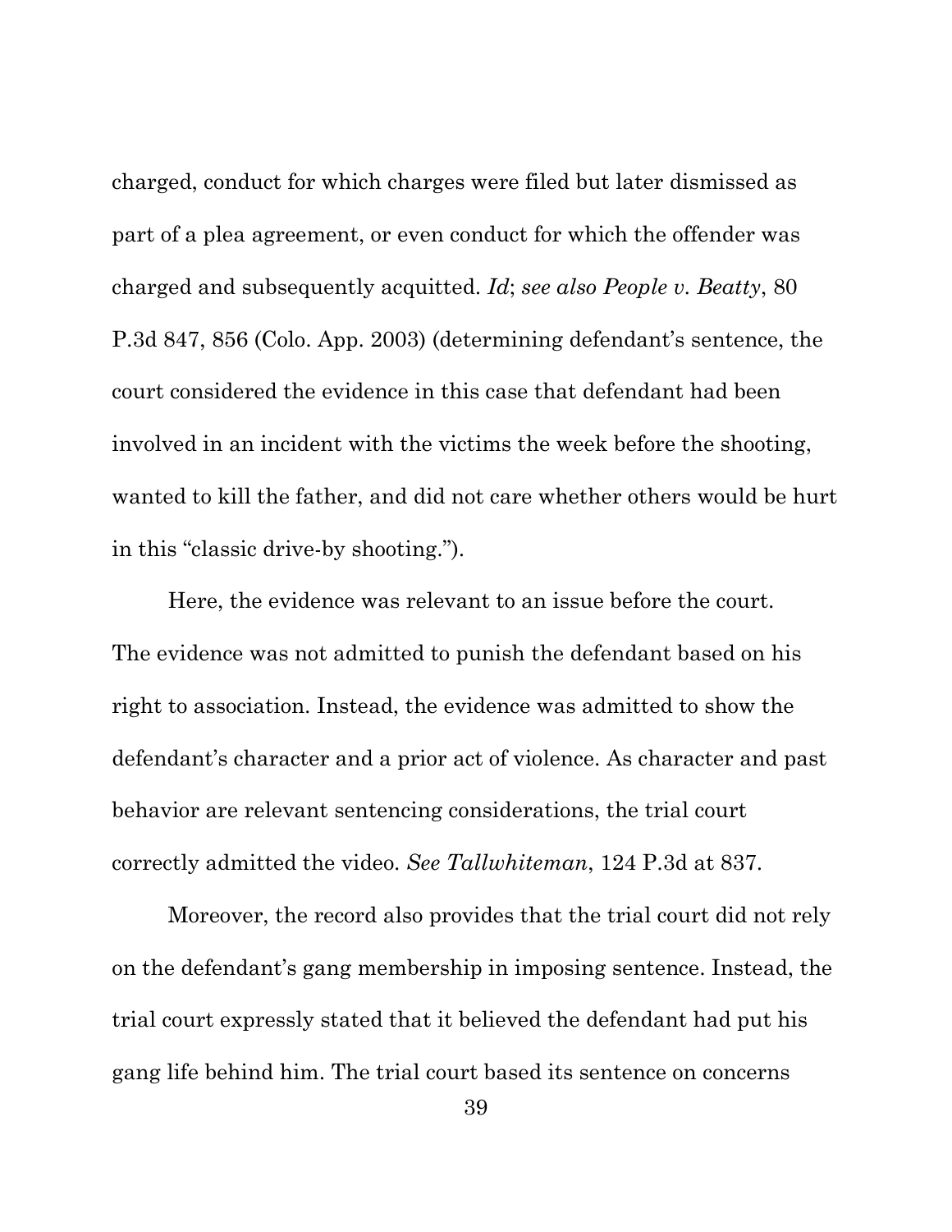charged, conduct for which charges were filed but later dismissed as part of a plea agreement, or even conduct for which the offender was charged and subsequently acquitted. *Id*; *see also People v. Beatty*, 80 P.3d 847, 856 (Colo. App. 2003) (determining defendant's sentence, the court considered the evidence in this case that defendant had been involved in an incident with the victims the week before the shooting, wanted to kill the father, and did not care whether others would be hurt in this "classic drive-by shooting.").

Here, the evidence was relevant to an issue before the court. The evidence was not admitted to punish the defendant based on his right to association. Instead, the evidence was admitted to show the defendant's character and a prior act of violence. As character and past behavior are relevant sentencing considerations, the trial court correctly admitted the video. *See Tallwhiteman*, 124 P.3d at 837.

Moreover, the record also provides that the trial court did not rely on the defendant's gang membership in imposing sentence. Instead, the trial court expressly stated that it believed the defendant had put his gang life behind him. The trial court based its sentence on concerns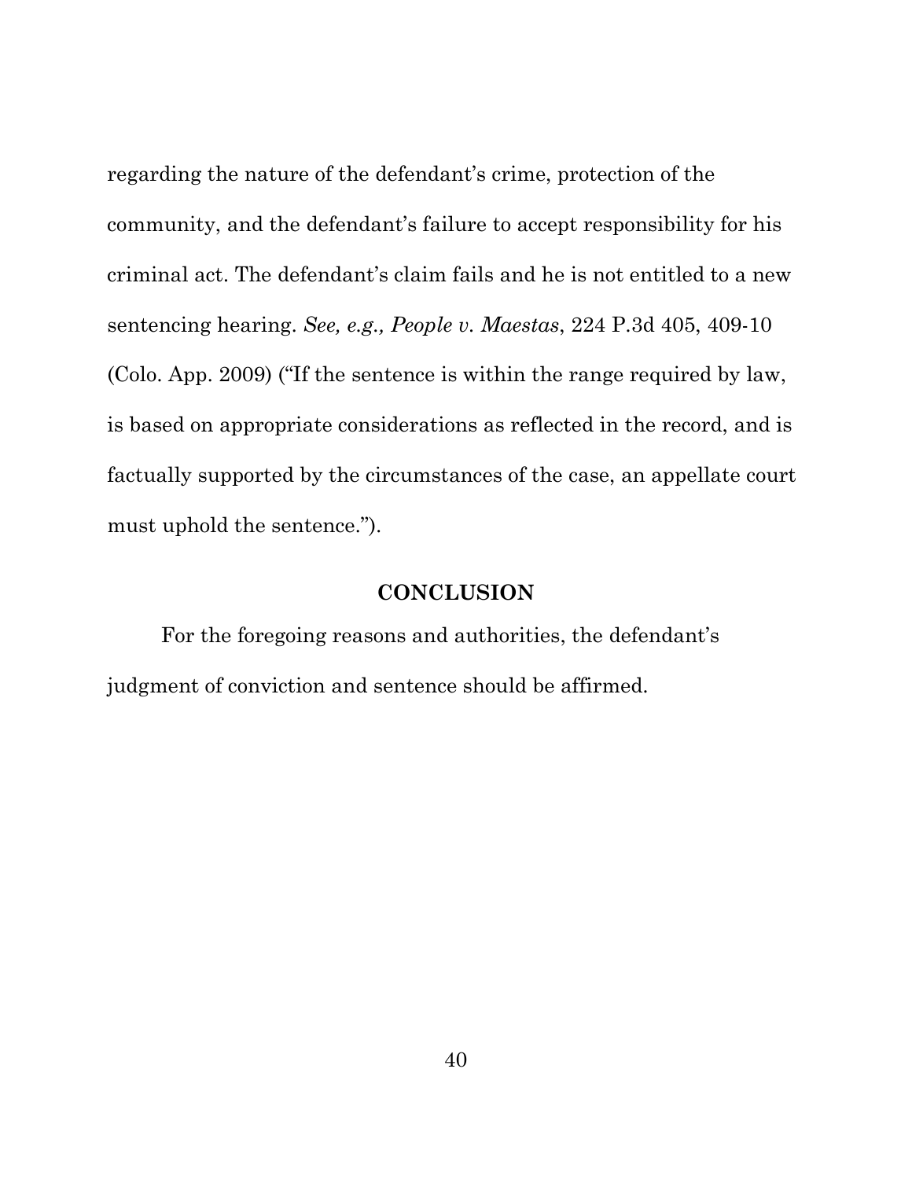regarding the nature of the defendant's crime, protection of the community, and the defendant's failure to accept responsibility for his criminal act. The defendant's claim fails and he is not entitled to a new sentencing hearing. *See, e.g., People v. Maestas*, 224 P.3d 405, 409-10 (Colo. App. 2009) ("If the sentence is within the range required by law, is based on appropriate considerations as reflected in the record, and is factually supported by the circumstances of the case, an appellate court must uphold the sentence.").

## CONCLUSION

For the foregoing reasons and authorities, the defendant's judgment of conviction and sentence should be affirmed.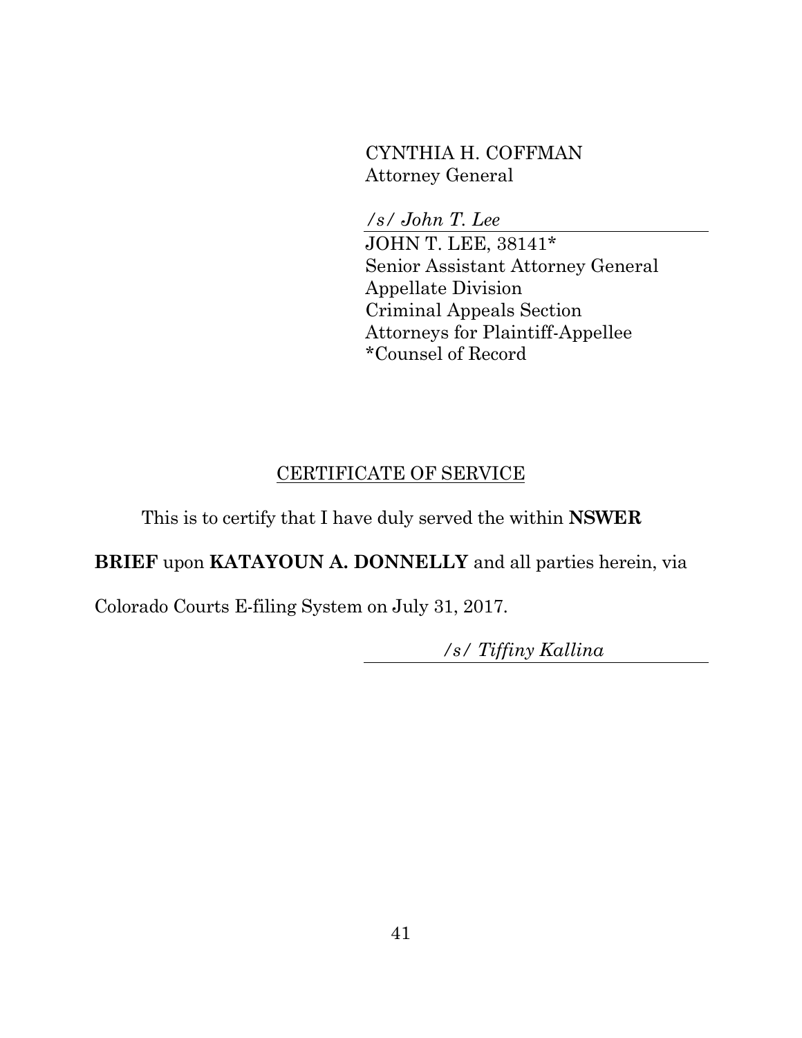CYNTHIA H. COFFMAN
Attorney General

*/s/ John T. Lee*

JOHN T. LEE, 38141*
Senior Assistant Attorney General
Appellate Division
Criminal Appeals Section
Attorneys for Plaintiff-Appellee
*Counsel of Record

CERTIFICATE OF SERVICE

This is to certify that I have duly served the within **NSWER BRIEF** upon **KATAYOUN A. DONNELLY** and all parties herein, via Colorado Courts E-filing System on July 31, 2017.

*/s/ Tiffiny Kallina*